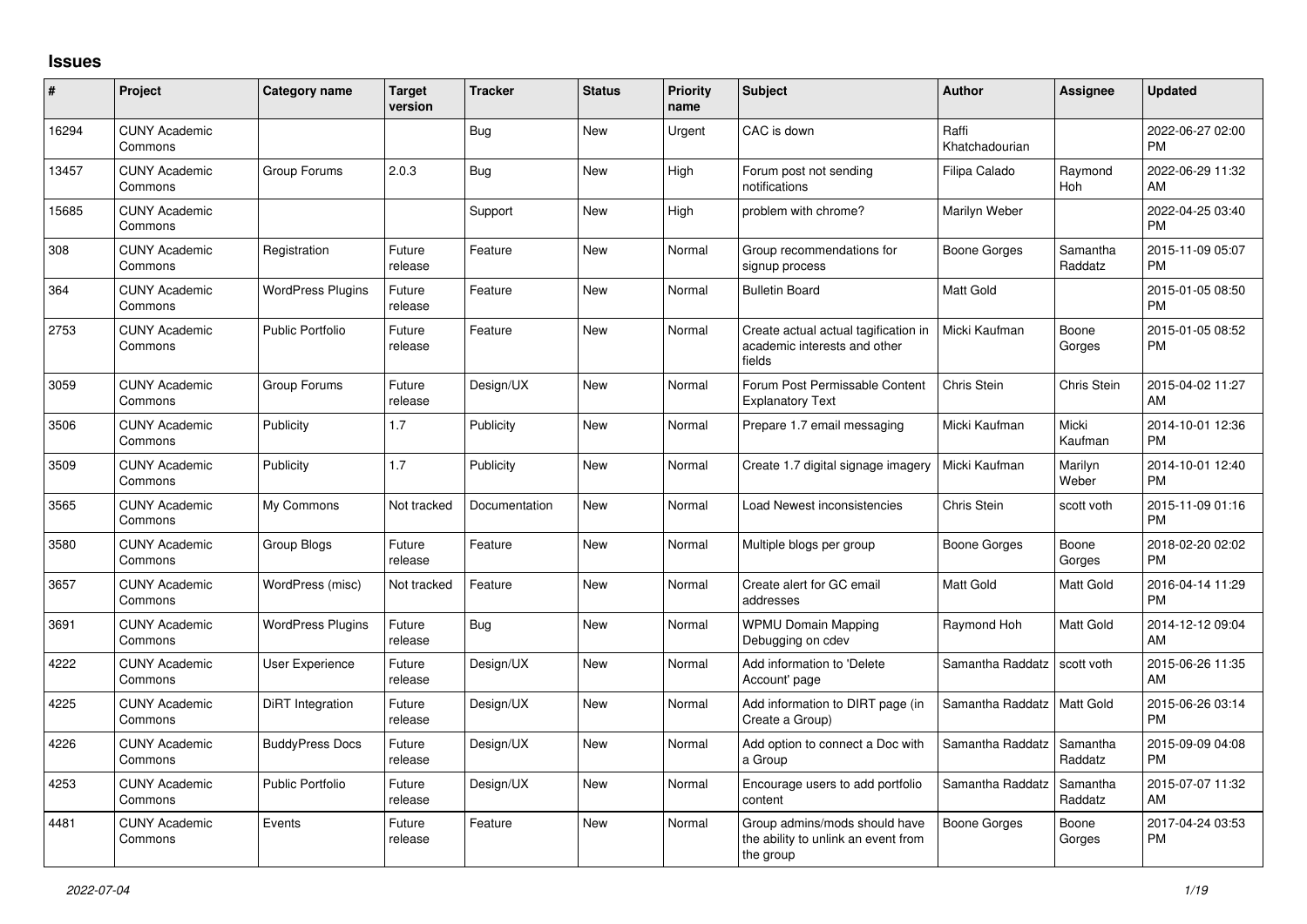# Issues

| # | Project | Category name | Target version | Tracker | Status | Priority name | Subject | Author | Assignee | Updated |
|---|---|---|---|---|---|---|---|---|---|---|
| 16294 | CUNY Academic Commons | | | Bug | New | Urgent | CAC is down | Raffi Khatchadourian | | 2022-06-27 02:00 PM |
| 13457 | CUNY Academic Commons | Group Forums | 2.0.3 | Bug | New | High | Forum post not sending notifications | Filipa Calado | Raymond Hoh | 2022-06-29 11:32 AM |
| 15685 | CUNY Academic Commons | | | Support | New | High | problem with chrome? | Marilyn Weber | | 2022-04-25 03:40 PM |
| 308 | CUNY Academic Commons | Registration | Future release | Feature | New | Normal | Group recommendations for signup process | Boone Gorges | Samantha Raddatz | 2015-11-09 05:07 PM |
| 364 | CUNY Academic Commons | WordPress Plugins | Future release | Feature | New | Normal | Bulletin Board | Matt Gold | | 2015-01-05 08:50 PM |
| 2753 | CUNY Academic Commons | Public Portfolio | Future release | Feature | New | Normal | Create actual actual tagification in academic interests and other fields | Micki Kaufman | Boone Gorges | 2015-01-05 08:52 PM |
| 3059 | CUNY Academic Commons | Group Forums | Future release | Design/UX | New | Normal | Forum Post Permissable Content Explanatory Text | Chris Stein | Chris Stein | 2015-04-02 11:27 AM |
| 3506 | CUNY Academic Commons | Publicity | 1.7 | Publicity | New | Normal | Prepare 1.7 email messaging | Micki Kaufman | Micki Kaufman | 2014-10-01 12:36 PM |
| 3509 | CUNY Academic Commons | Publicity | 1.7 | Publicity | New | Normal | Create 1.7 digital signage imagery | Micki Kaufman | Marilyn Weber | 2014-10-01 12:40 PM |
| 3565 | CUNY Academic Commons | My Commons | Not tracked | Documentation | New | Normal | Load Newest inconsistencies | Chris Stein | scott voth | 2015-11-09 01:16 PM |
| 3580 | CUNY Academic Commons | Group Blogs | Future release | Feature | New | Normal | Multiple blogs per group | Boone Gorges | Boone Gorges | 2018-02-20 02:02 PM |
| 3657 | CUNY Academic Commons | WordPress (misc) | Not tracked | Feature | New | Normal | Create alert for GC email addresses | Matt Gold | Matt Gold | 2016-04-14 11:29 PM |
| 3691 | CUNY Academic Commons | WordPress Plugins | Future release | Bug | New | Normal | WPMU Domain Mapping Debugging on cdev | Raymond Hoh | Matt Gold | 2014-12-12 09:04 AM |
| 4222 | CUNY Academic Commons | User Experience | Future release | Design/UX | New | Normal | Add information to 'Delete Account' page | Samantha Raddatz | scott voth | 2015-06-26 11:35 AM |
| 4225 | CUNY Academic Commons | DiRT Integration | Future release | Design/UX | New | Normal | Add information to DIRT page (in Create a Group) | Samantha Raddatz | Matt Gold | 2015-06-26 03:14 PM |
| 4226 | CUNY Academic Commons | BuddyPress Docs | Future release | Design/UX | New | Normal | Add option to connect a Doc with a Group | Samantha Raddatz | Samantha Raddatz | 2015-09-09 04:08 PM |
| 4253 | CUNY Academic Commons | Public Portfolio | Future release | Design/UX | New | Normal | Encourage users to add portfolio content | Samantha Raddatz | Samantha Raddatz | 2015-07-07 11:32 AM |
| 4481 | CUNY Academic Commons | Events | Future release | Feature | New | Normal | Group admins/mods should have the ability to unlink an event from the group | Boone Gorges | Boone Gorges | 2017-04-24 03:53 PM |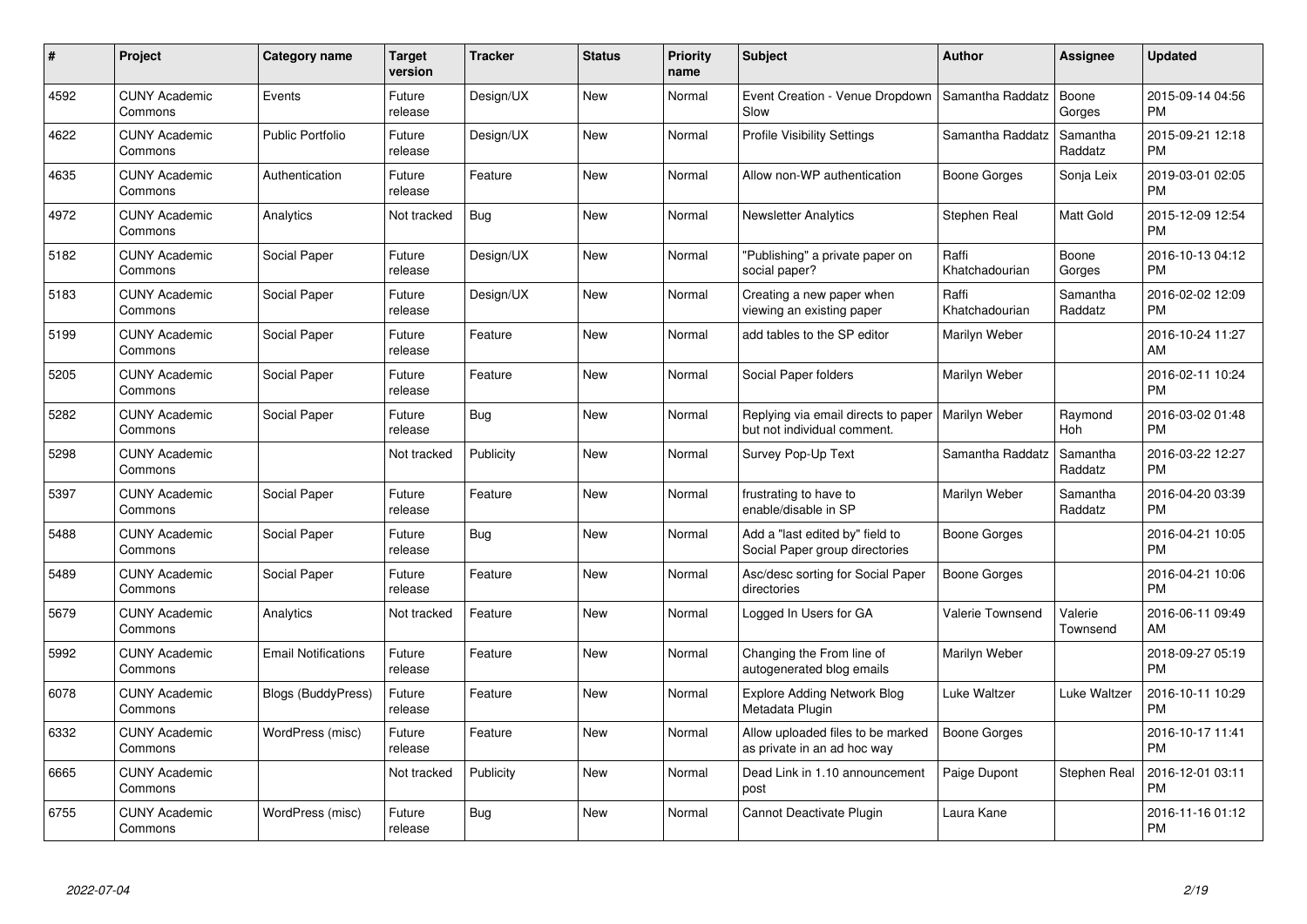| # | Project | Category name | Target version | Tracker | Status | Priority name | Subject | Author | Assignee | Updated |
|---|---|---|---|---|---|---|---|---|---|---|
| 4592 | CUNY Academic Commons | Events | Future release | Design/UX | New | Normal | Event Creation - Venue Dropdown Slow | Samantha Raddatz | Boone Gorges | 2015-09-14 04:56 PM |
| 4622 | CUNY Academic Commons | Public Portfolio | Future release | Design/UX | New | Normal | Profile Visibility Settings | Samantha Raddatz | Samantha Raddatz | 2015-09-21 12:18 PM |
| 4635 | CUNY Academic Commons | Authentication | Future release | Feature | New | Normal | Allow non-WP authentication | Boone Gorges | Sonja Leix | 2019-03-01 02:05 PM |
| 4972 | CUNY Academic Commons | Analytics | Not tracked | Bug | New | Normal | Newsletter Analytics | Stephen Real | Matt Gold | 2015-12-09 12:54 PM |
| 5182 | CUNY Academic Commons | Social Paper | Future release | Design/UX | New | Normal | "Publishing" a private paper on social paper? | Raffi Khatchadourian | Boone Gorges | 2016-10-13 04:12 PM |
| 5183 | CUNY Academic Commons | Social Paper | Future release | Design/UX | New | Normal | Creating a new paper when viewing an existing paper | Raffi Khatchadourian | Samantha Raddatz | 2016-02-02 12:09 PM |
| 5199 | CUNY Academic Commons | Social Paper | Future release | Feature | New | Normal | add tables to the SP editor | Marilyn Weber | | 2016-10-24 11:27 AM |
| 5205 | CUNY Academic Commons | Social Paper | Future release | Feature | New | Normal | Social Paper folders | Marilyn Weber | | 2016-02-11 10:24 PM |
| 5282 | CUNY Academic Commons | Social Paper | Future release | Bug | New | Normal | Replying via email directs to paper but not individual comment. | Marilyn Weber | Raymond Hoh | 2016-03-02 01:48 PM |
| 5298 | CUNY Academic Commons | | Not tracked | Publicity | New | Normal | Survey Pop-Up Text | Samantha Raddatz | Samantha Raddatz | 2016-03-22 12:27 PM |
| 5397 | CUNY Academic Commons | Social Paper | Future release | Feature | New | Normal | frustrating to have to enable/disable in SP | Marilyn Weber | Samantha Raddatz | 2016-04-20 03:39 PM |
| 5488 | CUNY Academic Commons | Social Paper | Future release | Bug | New | Normal | Add a "last edited by" field to Social Paper group directories | Boone Gorges | | 2016-04-21 10:05 PM |
| 5489 | CUNY Academic Commons | Social Paper | Future release | Feature | New | Normal | Asc/desc sorting for Social Paper directories | Boone Gorges | | 2016-04-21 10:06 PM |
| 5679 | CUNY Academic Commons | Analytics | Not tracked | Feature | New | Normal | Logged In Users for GA | Valerie Townsend | Valerie Townsend | 2016-06-11 09:49 AM |
| 5992 | CUNY Academic Commons | Email Notifications | Future release | Feature | New | Normal | Changing the From line of autogenerated blog emails | Marilyn Weber | | 2018-09-27 05:19 PM |
| 6078 | CUNY Academic Commons | Blogs (BuddyPress) | Future release | Feature | New | Normal | Explore Adding Network Blog Metadata Plugin | Luke Waltzer | Luke Waltzer | 2016-10-11 10:29 PM |
| 6332 | CUNY Academic Commons | WordPress (misc) | Future release | Feature | New | Normal | Allow uploaded files to be marked as private in an ad hoc way | Boone Gorges | | 2016-10-17 11:41 PM |
| 6665 | CUNY Academic Commons | | Not tracked | Publicity | New | Normal | Dead Link in 1.10 announcement post | Paige Dupont | Stephen Real | 2016-12-01 03:11 PM |
| 6755 | CUNY Academic Commons | WordPress (misc) | Future release | Bug | New | Normal | Cannot Deactivate Plugin | Laura Kane | | 2016-11-16 01:12 PM |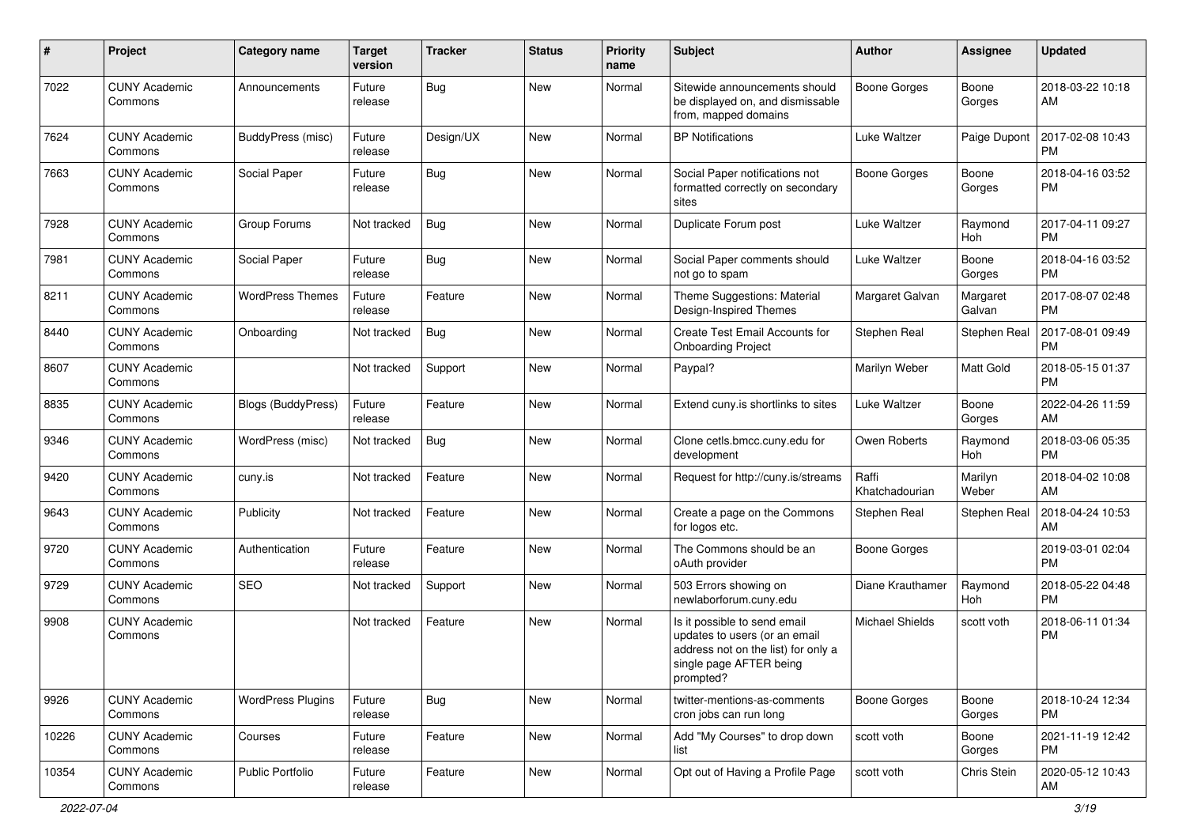| # | Project | Category name | Target version | Tracker | Status | Priority name | Subject | Author | Assignee | Updated |
|---|---|---|---|---|---|---|---|---|---|---|
| 7022 | CUNY Academic Commons | Announcements | Future release | Bug | New | Normal | Sitewide announcements should be displayed on, and dismissable from, mapped domains | Boone Gorges | Boone Gorges | 2018-03-22 10:18 AM |
| 7624 | CUNY Academic Commons | BuddyPress (misc) | Future release | Design/UX | New | Normal | BP Notifications | Luke Waltzer | Paige Dupont | 2017-02-08 10:43 PM |
| 7663 | CUNY Academic Commons | Social Paper | Future release | Bug | New | Normal | Social Paper notifications not formatted correctly on secondary sites | Boone Gorges | Boone Gorges | 2018-04-16 03:52 PM |
| 7928 | CUNY Academic Commons | Group Forums | Not tracked | Bug | New | Normal | Duplicate Forum post | Luke Waltzer | Raymond Hoh | 2017-04-11 09:27 PM |
| 7981 | CUNY Academic Commons | Social Paper | Future release | Bug | New | Normal | Social Paper comments should not go to spam | Luke Waltzer | Boone Gorges | 2018-04-16 03:52 PM |
| 8211 | CUNY Academic Commons | WordPress Themes | Future release | Feature | New | Normal | Theme Suggestions: Material Design-Inspired Themes | Margaret Galvan | Margaret Galvan | 2017-08-07 02:48 PM |
| 8440 | CUNY Academic Commons | Onboarding | Not tracked | Bug | New | Normal | Create Test Email Accounts for Onboarding Project | Stephen Real | Stephen Real | 2017-08-01 09:49 PM |
| 8607 | CUNY Academic Commons | | Not tracked | Support | New | Normal | Paypal? | Marilyn Weber | Matt Gold | 2018-05-15 01:37 PM |
| 8835 | CUNY Academic Commons | Blogs (BuddyPress) | Future release | Feature | New | Normal | Extend cuny.is shortlinks to sites | Luke Waltzer | Boone Gorges | 2022-04-26 11:59 AM |
| 9346 | CUNY Academic Commons | WordPress (misc) | Not tracked | Bug | New | Normal | Clone cetls.bmcc.cuny.edu for development | Owen Roberts | Raymond Hoh | 2018-03-06 05:35 PM |
| 9420 | CUNY Academic Commons | cuny.is | Not tracked | Feature | New | Normal | Request for http://cuny.is/streams | Raffi Khatchadourian | Marilyn Weber | 2018-04-02 10:08 AM |
| 9643 | CUNY Academic Commons | Publicity | Not tracked | Feature | New | Normal | Create a page on the Commons for logos etc. | Stephen Real | Stephen Real | 2018-04-24 10:53 AM |
| 9720 | CUNY Academic Commons | Authentication | Future release | Feature | New | Normal | The Commons should be an oAuth provider | Boone Gorges | | 2019-03-01 02:04 PM |
| 9729 | CUNY Academic Commons | SEO | Not tracked | Support | New | Normal | 503 Errors showing on newlaborforum.cuny.edu | Diane Krauthamer | Raymond Hoh | 2018-05-22 04:48 PM |
| 9908 | CUNY Academic Commons | | Not tracked | Feature | New | Normal | Is it possible to send email updates to users (or an email address not on the list) for only a single page AFTER being prompted? | Michael Shields | scott voth | 2018-06-11 01:34 PM |
| 9926 | CUNY Academic Commons | WordPress Plugins | Future release | Bug | New | Normal | twitter-mentions-as-comments cron jobs can run long | Boone Gorges | Boone Gorges | 2018-10-24 12:34 PM |
| 10226 | CUNY Academic Commons | Courses | Future release | Feature | New | Normal | Add "My Courses" to drop down list | scott voth | Boone Gorges | 2021-11-19 12:42 PM |
| 10354 | CUNY Academic Commons | Public Portfolio | Future release | Feature | New | Normal | Opt out of Having a Profile Page | scott voth | Chris Stein | 2020-05-12 10:43 AM |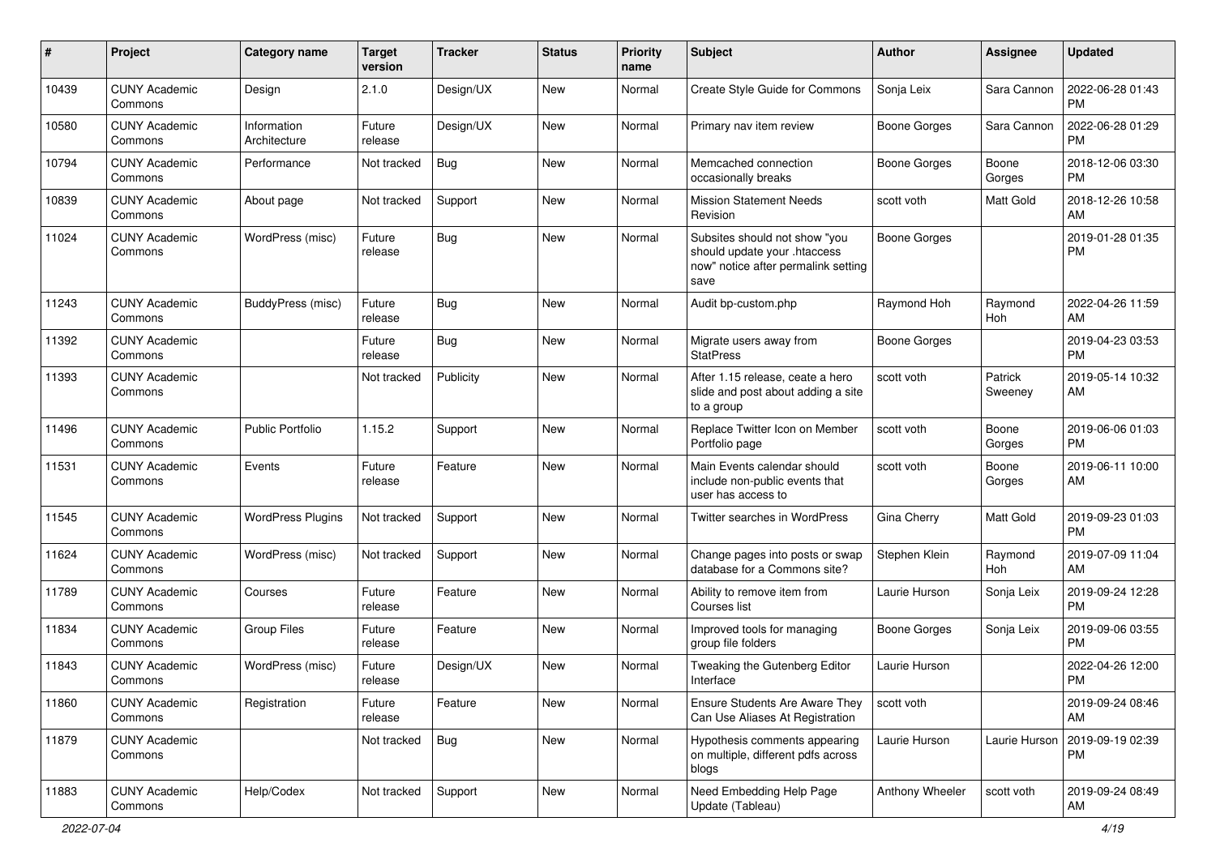| # | Project | Category name | Target version | Tracker | Status | Priority name | Subject | Author | Assignee | Updated |
|---|---|---|---|---|---|---|---|---|---|---|
| 10439 | CUNY Academic Commons | Design | 2.1.0 | Design/UX | New | Normal | Create Style Guide for Commons | Sonja Leix | Sara Cannon | 2022-06-28 01:43 PM |
| 10580 | CUNY Academic Commons | Information Architecture | Future release | Design/UX | New | Normal | Primary nav item review | Boone Gorges | Sara Cannon | 2022-06-28 01:29 PM |
| 10794 | CUNY Academic Commons | Performance | Not tracked | Bug | New | Normal | Memcached connection occasionally breaks | Boone Gorges | Boone Gorges | 2018-12-06 03:30 PM |
| 10839 | CUNY Academic Commons | About page | Not tracked | Support | New | Normal | Mission Statement Needs Revision | scott voth | Matt Gold | 2018-12-26 10:58 AM |
| 11024 | CUNY Academic Commons | WordPress (misc) | Future release | Bug | New | Normal | Subsites should not show "you should update your .htaccess now" notice after permalink setting save | Boone Gorges | | 2019-01-28 01:35 PM |
| 11243 | CUNY Academic Commons | BuddyPress (misc) | Future release | Bug | New | Normal | Audit bp-custom.php | Raymond Hoh | Raymond Hoh | 2022-04-26 11:59 AM |
| 11392 | CUNY Academic Commons | | Future release | Bug | New | Normal | Migrate users away from StatPress | Boone Gorges | | 2019-04-23 03:53 PM |
| 11393 | CUNY Academic Commons | | Not tracked | Publicity | New | Normal | After 1.15 release, ceate a hero slide and post about adding a site to a group | scott voth | Patrick Sweeney | 2019-05-14 10:32 AM |
| 11496 | CUNY Academic Commons | Public Portfolio | 1.15.2 | Support | New | Normal | Replace Twitter Icon on Member Portfolio page | scott voth | Boone Gorges | 2019-06-06 01:03 PM |
| 11531 | CUNY Academic Commons | Events | Future release | Feature | New | Normal | Main Events calendar should include non-public events that user has access to | scott voth | Boone Gorges | 2019-06-11 10:00 AM |
| 11545 | CUNY Academic Commons | WordPress Plugins | Not tracked | Support | New | Normal | Twitter searches in WordPress | Gina Cherry | Matt Gold | 2019-09-23 01:03 PM |
| 11624 | CUNY Academic Commons | WordPress (misc) | Not tracked | Support | New | Normal | Change pages into posts or swap database for a Commons site? | Stephen Klein | Raymond Hoh | 2019-07-09 11:04 AM |
| 11789 | CUNY Academic Commons | Courses | Future release | Feature | New | Normal | Ability to remove item from Courses list | Laurie Hurson | Sonja Leix | 2019-09-24 12:28 PM |
| 11834 | CUNY Academic Commons | Group Files | Future release | Feature | New | Normal | Improved tools for managing group file folders | Boone Gorges | Sonja Leix | 2019-09-06 03:55 PM |
| 11843 | CUNY Academic Commons | WordPress (misc) | Future release | Design/UX | New | Normal | Tweaking the Gutenberg Editor Interface | Laurie Hurson | | 2022-04-26 12:00 PM |
| 11860 | CUNY Academic Commons | Registration | Future release | Feature | New | Normal | Ensure Students Are Aware They Can Use Aliases At Registration | scott voth | | 2019-09-24 08:46 AM |
| 11879 | CUNY Academic Commons | | Not tracked | Bug | New | Normal | Hypothesis comments appearing on multiple, different pdfs across blogs | Laurie Hurson | Laurie Hurson | 2019-09-19 02:39 PM |
| 11883 | CUNY Academic Commons | Help/Codex | Not tracked | Support | New | Normal | Need Embedding Help Page Update (Tableau) | Anthony Wheeler | scott voth | 2019-09-24 08:49 AM |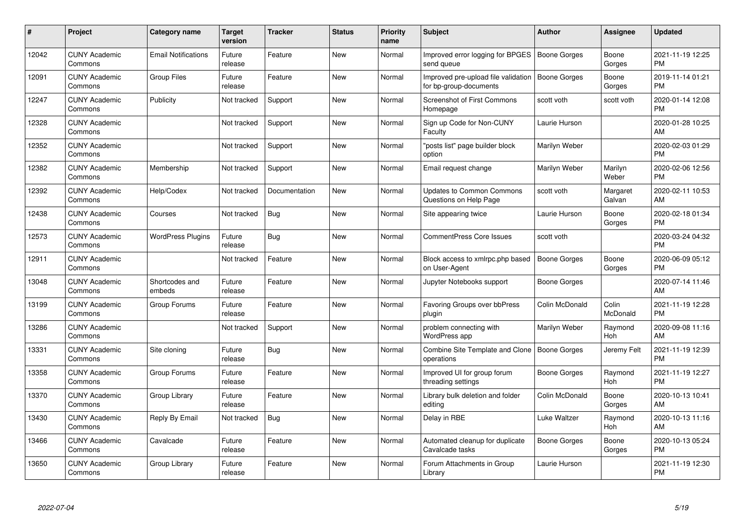| # | Project | Category name | Target version | Tracker | Status | Priority name | Subject | Author | Assignee | Updated |
|---|---|---|---|---|---|---|---|---|---|---|
| 12042 | CUNY Academic Commons | Email Notifications | Future release | Feature | New | Normal | Improved error logging for BPGES send queue | Boone Gorges | Boone Gorges | 2021-11-19 12:25 PM |
| 12091 | CUNY Academic Commons | Group Files | Future release | Feature | New | Normal | Improved pre-upload file validation for bp-group-documents | Boone Gorges | Boone Gorges | 2019-11-14 01:21 PM |
| 12247 | CUNY Academic Commons | Publicity | Not tracked | Support | New | Normal | Screenshot of First Commons Homepage | scott voth | scott voth | 2020-01-14 12:08 PM |
| 12328 | CUNY Academic Commons | | Not tracked | Support | New | Normal | Sign up Code for Non-CUNY Faculty | Laurie Hurson | | 2020-01-28 10:25 AM |
| 12352 | CUNY Academic Commons | | Not tracked | Support | New | Normal | "posts list" page builder block option | Marilyn Weber | | 2020-02-03 01:29 PM |
| 12382 | CUNY Academic Commons | Membership | Not tracked | Support | New | Normal | Email request change | Marilyn Weber | Marilyn Weber | 2020-02-06 12:56 PM |
| 12392 | CUNY Academic Commons | Help/Codex | Not tracked | Documentation | New | Normal | Updates to Common Commons Questions on Help Page | scott voth | Margaret Galvan | 2020-02-11 10:53 AM |
| 12438 | CUNY Academic Commons | Courses | Not tracked | Bug | New | Normal | Site appearing twice | Laurie Hurson | Boone Gorges | 2020-02-18 01:34 PM |
| 12573 | CUNY Academic Commons | WordPress Plugins | Future release | Bug | New | Normal | CommentPress Core Issues | scott voth | | 2020-03-24 04:32 PM |
| 12911 | CUNY Academic Commons | | Not tracked | Feature | New | Normal | Block access to xmlrpc.php based on User-Agent | Boone Gorges | Boone Gorges | 2020-06-09 05:12 PM |
| 13048 | CUNY Academic Commons | Shortcodes and embeds | Future release | Feature | New | Normal | Jupyter Notebooks support | Boone Gorges | | 2020-07-14 11:46 AM |
| 13199 | CUNY Academic Commons | Group Forums | Future release | Feature | New | Normal | Favoring Groups over bbPress plugin | Colin McDonald | Colin McDonald | 2021-11-19 12:28 PM |
| 13286 | CUNY Academic Commons | | Not tracked | Support | New | Normal | problem connecting with WordPress app | Marilyn Weber | Raymond Hoh | 2020-09-08 11:16 AM |
| 13331 | CUNY Academic Commons | Site cloning | Future release | Bug | New | Normal | Combine Site Template and Clone operations | Boone Gorges | Jeremy Felt | 2021-11-19 12:39 PM |
| 13358 | CUNY Academic Commons | Group Forums | Future release | Feature | New | Normal | Improved UI for group forum threading settings | Boone Gorges | Raymond Hoh | 2021-11-19 12:27 PM |
| 13370 | CUNY Academic Commons | Group Library | Future release | Feature | New | Normal | Library bulk deletion and folder editing | Colin McDonald | Boone Gorges | 2020-10-13 10:41 AM |
| 13430 | CUNY Academic Commons | Reply By Email | Not tracked | Bug | New | Normal | Delay in RBE | Luke Waltzer | Raymond Hoh | 2020-10-13 11:16 AM |
| 13466 | CUNY Academic Commons | Cavalcade | Future release | Feature | New | Normal | Automated cleanup for duplicate Cavalcade tasks | Boone Gorges | Boone Gorges | 2020-10-13 05:24 PM |
| 13650 | CUNY Academic Commons | Group Library | Future release | Feature | New | Normal | Forum Attachments in Group Library | Laurie Hurson | | 2021-11-19 12:30 PM |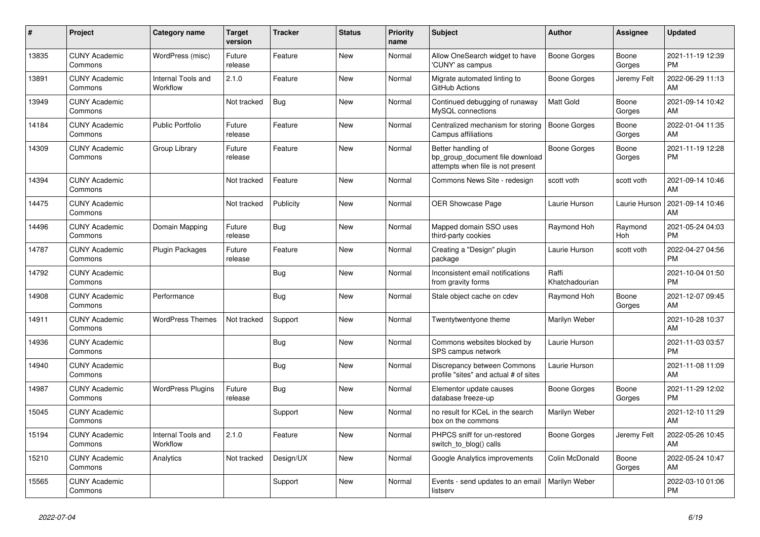| # | Project | Category name | Target version | Tracker | Status | Priority name | Subject | Author | Assignee | Updated |
|---|---|---|---|---|---|---|---|---|---|---|
| 13835 | CUNY Academic Commons | WordPress (misc) | Future release | Feature | New | Normal | Allow OneSearch widget to have 'CUNY' as campus | Boone Gorges | Boone Gorges | 2021-11-19 12:39 PM |
| 13891 | CUNY Academic Commons | Internal Tools and Workflow | 2.1.0 | Feature | New | Normal | Migrate automated linting to GitHub Actions | Boone Gorges | Jeremy Felt | 2022-06-29 11:13 AM |
| 13949 | CUNY Academic Commons | | Not tracked | Bug | New | Normal | Continued debugging of runaway MySQL connections | Matt Gold | Boone Gorges | 2021-09-14 10:42 AM |
| 14184 | CUNY Academic Commons | Public Portfolio | Future release | Feature | New | Normal | Centralized mechanism for storing Campus affiliations | Boone Gorges | Boone Gorges | 2022-01-04 11:35 AM |
| 14309 | CUNY Academic Commons | Group Library | Future release | Feature | New | Normal | Better handling of bp_group_document file download attempts when file is not present | Boone Gorges | Boone Gorges | 2021-11-19 12:28 PM |
| 14394 | CUNY Academic Commons | | Not tracked | Feature | New | Normal | Commons News Site - redesign | scott voth | scott voth | 2021-09-14 10:46 AM |
| 14475 | CUNY Academic Commons | | Not tracked | Publicity | New | Normal | OER Showcase Page | Laurie Hurson | Laurie Hurson | 2021-09-14 10:46 AM |
| 14496 | CUNY Academic Commons | Domain Mapping | Future release | Bug | New | Normal | Mapped domain SSO uses third-party cookies | Raymond Hoh | Raymond Hoh | 2021-05-24 04:03 PM |
| 14787 | CUNY Academic Commons | Plugin Packages | Future release | Feature | New | Normal | Creating a "Design" plugin package | Laurie Hurson | scott voth | 2022-04-27 04:56 PM |
| 14792 | CUNY Academic Commons | | | Bug | New | Normal | Inconsistent email notifications from gravity forms | Raffi Khatchadourian | | 2021-10-04 01:50 PM |
| 14908 | CUNY Academic Commons | Performance | | Bug | New | Normal | Stale object cache on cdev | Raymond Hoh | Boone Gorges | 2021-12-07 09:45 AM |
| 14911 | CUNY Academic Commons | WordPress Themes | Not tracked | Support | New | Normal | Twentytwentyone theme | Marilyn Weber | | 2021-10-28 10:37 AM |
| 14936 | CUNY Academic Commons | | | Bug | New | Normal | Commons websites blocked by SPS campus network | Laurie Hurson | | 2021-11-03 03:57 PM |
| 14940 | CUNY Academic Commons | | | Bug | New | Normal | Discrepancy between Commons profile "sites" and actual # of sites | Laurie Hurson | | 2021-11-08 11:09 AM |
| 14987 | CUNY Academic Commons | WordPress Plugins | Future release | Bug | New | Normal | Elementor update causes database freeze-up | Boone Gorges | Boone Gorges | 2021-11-29 12:02 PM |
| 15045 | CUNY Academic Commons | | | Support | New | Normal | no result for KCeL in the search box on the commons | Marilyn Weber | | 2021-12-10 11:29 AM |
| 15194 | CUNY Academic Commons | Internal Tools and Workflow | 2.1.0 | Feature | New | Normal | PHPCS sniff for un-restored switch_to_blog() calls | Boone Gorges | Jeremy Felt | 2022-05-26 10:45 AM |
| 15210 | CUNY Academic Commons | Analytics | Not tracked | Design/UX | New | Normal | Google Analytics improvements | Colin McDonald | Boone Gorges | 2022-05-24 10:47 AM |
| 15565 | CUNY Academic Commons | | | Support | New | Normal | Events - send updates to an email listserv | Marilyn Weber | | 2022-03-10 01:06 PM |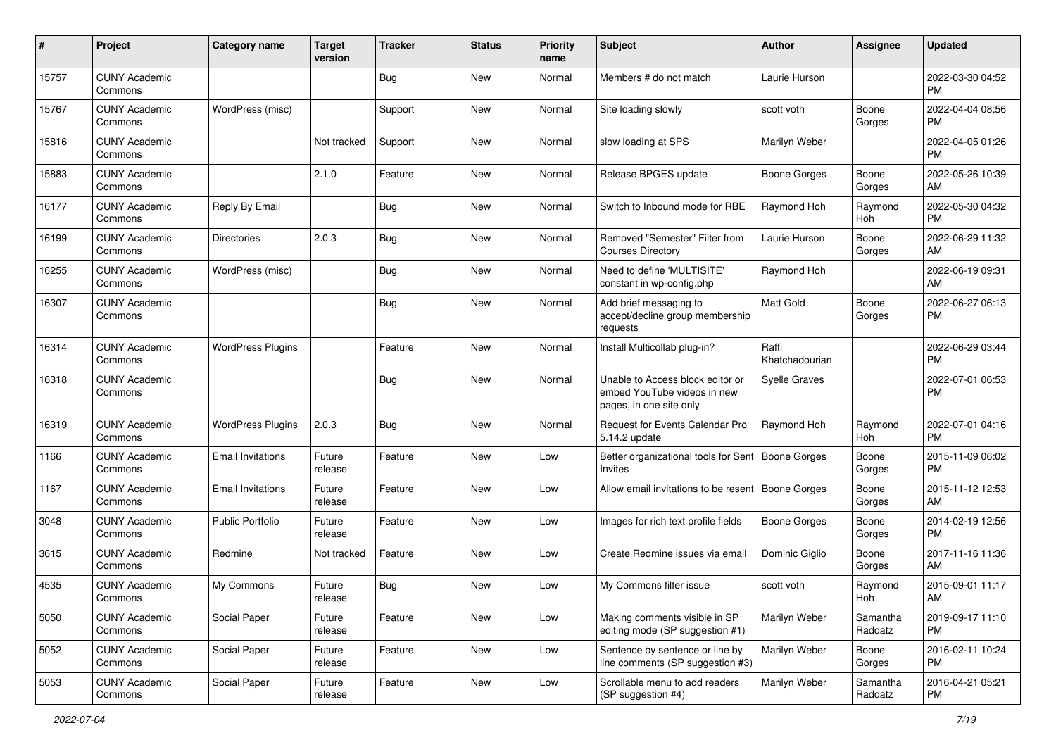| # | Project | Category name | Target version | Tracker | Status | Priority name | Subject | Author | Assignee | Updated |
|---|---|---|---|---|---|---|---|---|---|---|
| 15757 | CUNY Academic Commons | | | Bug | New | Normal | Members # do not match | Laurie Hurson | | 2022-03-30 04:52 PM |
| 15767 | CUNY Academic Commons | WordPress (misc) | | Support | New | Normal | Site loading slowly | scott voth | Boone Gorges | 2022-04-04 08:56 PM |
| 15816 | CUNY Academic Commons | | Not tracked | Support | New | Normal | slow loading at SPS | Marilyn Weber | | 2022-04-05 01:26 PM |
| 15883 | CUNY Academic Commons | | 2.1.0 | Feature | New | Normal | Release BPGES update | Boone Gorges | Boone Gorges | 2022-05-26 10:39 AM |
| 16177 | CUNY Academic Commons | Reply By Email | | Bug | New | Normal | Switch to Inbound mode for RBE | Raymond Hoh | Raymond Hoh | 2022-05-30 04:32 PM |
| 16199 | CUNY Academic Commons | Directories | 2.0.3 | Bug | New | Normal | Removed "Semester" Filter from Courses Directory | Laurie Hurson | Boone Gorges | 2022-06-29 11:32 AM |
| 16255 | CUNY Academic Commons | WordPress (misc) | | Bug | New | Normal | Need to define 'MULTISITE' constant in wp-config.php | Raymond Hoh | | 2022-06-19 09:31 AM |
| 16307 | CUNY Academic Commons | | | Bug | New | Normal | Add brief messaging to accept/decline group membership requests | Matt Gold | Boone Gorges | 2022-06-27 06:13 PM |
| 16314 | CUNY Academic Commons | WordPress Plugins | | Feature | New | Normal | Install Multicollab plug-in? | Raffi Khatchadourian | | 2022-06-29 03:44 PM |
| 16318 | CUNY Academic Commons | | | Bug | New | Normal | Unable to Access block editor or embed YouTube videos in new pages, in one site only | Syelle Graves | | 2022-07-01 06:53 PM |
| 16319 | CUNY Academic Commons | WordPress Plugins | 2.0.3 | Bug | New | Normal | Request for Events Calendar Pro 5.14.2 update | Raymond Hoh | Raymond Hoh | 2022-07-01 04:16 PM |
| 1166 | CUNY Academic Commons | Email Invitations | Future release | Feature | New | Low | Better organizational tools for Sent Invites | Boone Gorges | Boone Gorges | 2015-11-09 06:02 PM |
| 1167 | CUNY Academic Commons | Email Invitations | Future release | Feature | New | Low | Allow email invitations to be resent | Boone Gorges | Boone Gorges | 2015-11-12 12:53 AM |
| 3048 | CUNY Academic Commons | Public Portfolio | Future release | Feature | New | Low | Images for rich text profile fields | Boone Gorges | Boone Gorges | 2014-02-19 12:56 PM |
| 3615 | CUNY Academic Commons | Redmine | Not tracked | Feature | New | Low | Create Redmine issues via email | Dominic Giglio | Boone Gorges | 2017-11-16 11:36 AM |
| 4535 | CUNY Academic Commons | My Commons | Future release | Bug | New | Low | My Commons filter issue | scott voth | Raymond Hoh | 2015-09-01 11:17 AM |
| 5050 | CUNY Academic Commons | Social Paper | Future release | Feature | New | Low | Making comments visible in SP editing mode (SP suggestion #1) | Marilyn Weber | Samantha Raddatz | 2019-09-17 11:10 PM |
| 5052 | CUNY Academic Commons | Social Paper | Future release | Feature | New | Low | Sentence by sentence or line by line comments (SP suggestion #3) | Marilyn Weber | Boone Gorges | 2016-02-11 10:24 PM |
| 5053 | CUNY Academic Commons | Social Paper | Future release | Feature | New | Low | Scrollable menu to add readers (SP suggestion #4) | Marilyn Weber | Samantha Raddatz | 2016-04-21 05:21 PM |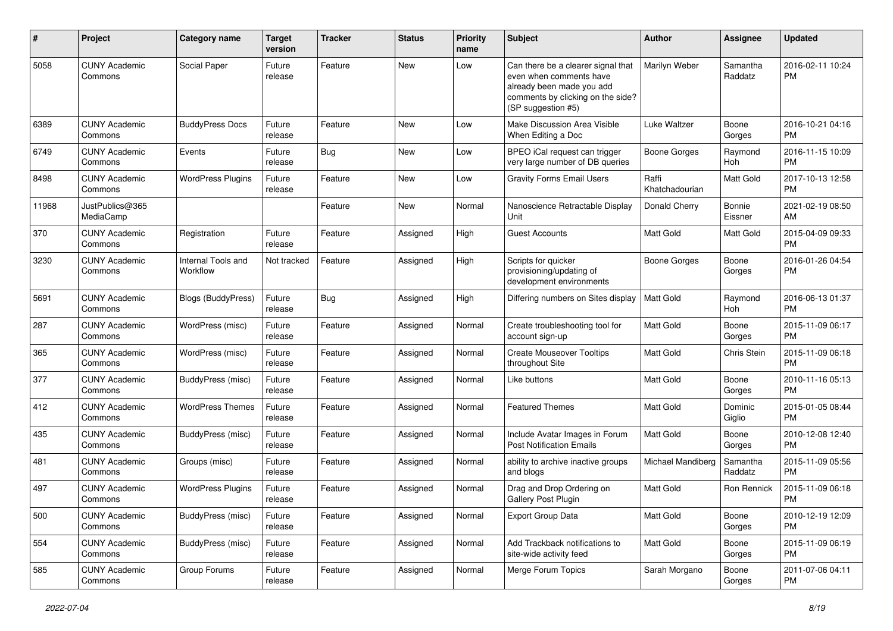| # | Project | Category name | Target version | Tracker | Status | Priority name | Subject | Author | Assignee | Updated |
|---|---|---|---|---|---|---|---|---|---|---|
| 5058 | CUNY Academic Commons | Social Paper | Future release | Feature | New | Low | Can there be a clearer signal that even when comments have already been made you add comments by clicking on the side? (SP suggestion #5) | Marilyn Weber | Samantha Raddatz | 2016-02-11 10:24 PM |
| 6389 | CUNY Academic Commons | BuddyPress Docs | Future release | Feature | New | Low | Make Discussion Area Visible When Editing a Doc | Luke Waltzer | Boone Gorges | 2016-10-21 04:16 PM |
| 6749 | CUNY Academic Commons | Events | Future release | Bug | New | Low | BPEO iCal request can trigger very large number of DB queries | Boone Gorges | Raymond Hoh | 2016-11-15 10:09 PM |
| 8498 | CUNY Academic Commons | WordPress Plugins | Future release | Feature | New | Low | Gravity Forms Email Users | Raffi Khatchadourian | Matt Gold | 2017-10-13 12:58 PM |
| 11968 | JustPublics@365 MediaCamp | | | Feature | New | Normal | Nanoscience Retractable Display Unit | Donald Cherry | Bonnie Eissner | 2021-02-19 08:50 AM |
| 370 | CUNY Academic Commons | Registration | Future release | Feature | Assigned | High | Guest Accounts | Matt Gold | Matt Gold | 2015-04-09 09:33 PM |
| 3230 | CUNY Academic Commons | Internal Tools and Workflow | Not tracked | Feature | Assigned | High | Scripts for quicker provisioning/updating of development environments | Boone Gorges | Boone Gorges | 2016-01-26 04:54 PM |
| 5691 | CUNY Academic Commons | Blogs (BuddyPress) | Future release | Bug | Assigned | High | Differing numbers on Sites display | Matt Gold | Raymond Hoh | 2016-06-13 01:37 PM |
| 287 | CUNY Academic Commons | WordPress (misc) | Future release | Feature | Assigned | Normal | Create troubleshooting tool for account sign-up | Matt Gold | Boone Gorges | 2015-11-09 06:17 PM |
| 365 | CUNY Academic Commons | WordPress (misc) | Future release | Feature | Assigned | Normal | Create Mouseover Tooltips throughout Site | Matt Gold | Chris Stein | 2015-11-09 06:18 PM |
| 377 | CUNY Academic Commons | BuddyPress (misc) | Future release | Feature | Assigned | Normal | Like buttons | Matt Gold | Boone Gorges | 2010-11-16 05:13 PM |
| 412 | CUNY Academic Commons | WordPress Themes | Future release | Feature | Assigned | Normal | Featured Themes | Matt Gold | Dominic Giglio | 2015-01-05 08:44 PM |
| 435 | CUNY Academic Commons | BuddyPress (misc) | Future release | Feature | Assigned | Normal | Include Avatar Images in Forum Post Notification Emails | Matt Gold | Boone Gorges | 2010-12-08 12:40 PM |
| 481 | CUNY Academic Commons | Groups (misc) | Future release | Feature | Assigned | Normal | ability to archive inactive groups and blogs | Michael Mandiberg | Samantha Raddatz | 2015-11-09 05:56 PM |
| 497 | CUNY Academic Commons | WordPress Plugins | Future release | Feature | Assigned | Normal | Drag and Drop Ordering on Gallery Post Plugin | Matt Gold | Ron Rennick | 2015-11-09 06:18 PM |
| 500 | CUNY Academic Commons | BuddyPress (misc) | Future release | Feature | Assigned | Normal | Export Group Data | Matt Gold | Boone Gorges | 2010-12-19 12:09 PM |
| 554 | CUNY Academic Commons | BuddyPress (misc) | Future release | Feature | Assigned | Normal | Add Trackback notifications to site-wide activity feed | Matt Gold | Boone Gorges | 2015-11-09 06:19 PM |
| 585 | CUNY Academic Commons | Group Forums | Future release | Feature | Assigned | Normal | Merge Forum Topics | Sarah Morgano | Boone Gorges | 2011-07-06 04:11 PM |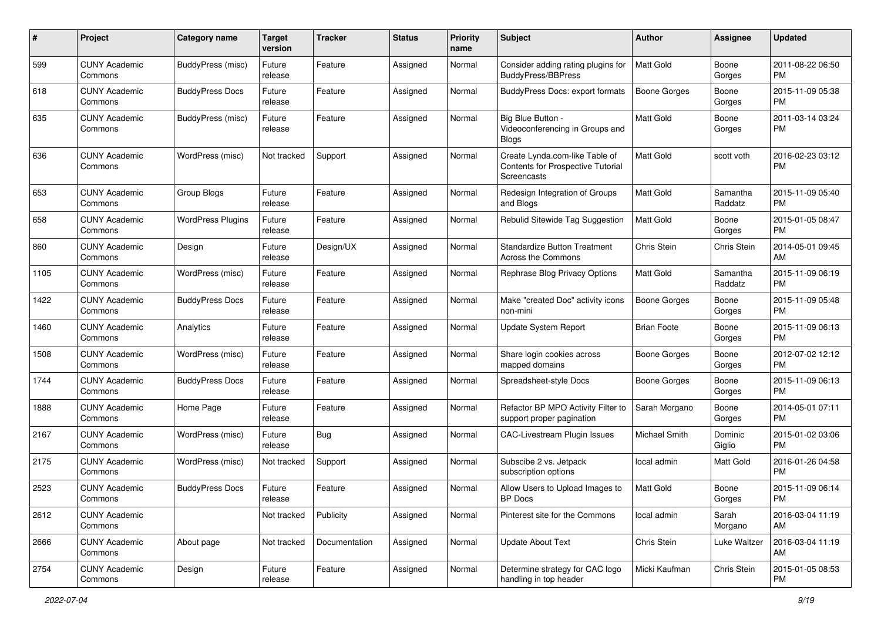| # | Project | Category name | Target version | Tracker | Status | Priority name | Subject | Author | Assignee | Updated |
|---|---|---|---|---|---|---|---|---|---|---|
| 599 | CUNY Academic Commons | BuddyPress (misc) | Future release | Feature | Assigned | Normal | Consider adding rating plugins for BuddyPress/BBPress | Matt Gold | Boone Gorges | 2011-08-22 06:50 PM |
| 618 | CUNY Academic Commons | BuddyPress Docs | Future release | Feature | Assigned | Normal | BuddyPress Docs: export formats | Boone Gorges | Boone Gorges | 2015-11-09 05:38 PM |
| 635 | CUNY Academic Commons | BuddyPress (misc) | Future release | Feature | Assigned | Normal | Big Blue Button - Videoconferencing in Groups and Blogs | Matt Gold | Boone Gorges | 2011-03-14 03:24 PM |
| 636 | CUNY Academic Commons | WordPress (misc) | Not tracked | Support | Assigned | Normal | Create Lynda.com-like Table of Contents for Prospective Tutorial Screencasts | Matt Gold | scott voth | 2016-02-23 03:12 PM |
| 653 | CUNY Academic Commons | Group Blogs | Future release | Feature | Assigned | Normal | Redesign Integration of Groups and Blogs | Matt Gold | Samantha Raddatz | 2015-11-09 05:40 PM |
| 658 | CUNY Academic Commons | WordPress Plugins | Future release | Feature | Assigned | Normal | Rebulid Sitewide Tag Suggestion | Matt Gold | Boone Gorges | 2015-01-05 08:47 PM |
| 860 | CUNY Academic Commons | Design | Future release | Design/UX | Assigned | Normal | Standardize Button Treatment Across the Commons | Chris Stein | Chris Stein | 2014-05-01 09:45 AM |
| 1105 | CUNY Academic Commons | WordPress (misc) | Future release | Feature | Assigned | Normal | Rephrase Blog Privacy Options | Matt Gold | Samantha Raddatz | 2015-11-09 06:19 PM |
| 1422 | CUNY Academic Commons | BuddyPress Docs | Future release | Feature | Assigned | Normal | Make "created Doc" activity icons non-mini | Boone Gorges | Boone Gorges | 2015-11-09 05:48 PM |
| 1460 | CUNY Academic Commons | Analytics | Future release | Feature | Assigned | Normal | Update System Report | Brian Foote | Boone Gorges | 2015-11-09 06:13 PM |
| 1508 | CUNY Academic Commons | WordPress (misc) | Future release | Feature | Assigned | Normal | Share login cookies across mapped domains | Boone Gorges | Boone Gorges | 2012-07-02 12:12 PM |
| 1744 | CUNY Academic Commons | BuddyPress Docs | Future release | Feature | Assigned | Normal | Spreadsheet-style Docs | Boone Gorges | Boone Gorges | 2015-11-09 06:13 PM |
| 1888 | CUNY Academic Commons | Home Page | Future release | Feature | Assigned | Normal | Refactor BP MPO Activity Filter to support proper pagination | Sarah Morgano | Boone Gorges | 2014-05-01 07:11 PM |
| 2167 | CUNY Academic Commons | WordPress (misc) | Future release | Bug | Assigned | Normal | CAC-Livestream Plugin Issues | Michael Smith | Dominic Giglio | 2015-01-02 03:06 PM |
| 2175 | CUNY Academic Commons | WordPress (misc) | Not tracked | Support | Assigned | Normal | Subscibe 2 vs. Jetpack subscription options | local admin | Matt Gold | 2016-01-26 04:58 PM |
| 2523 | CUNY Academic Commons | BuddyPress Docs | Future release | Feature | Assigned | Normal | Allow Users to Upload Images to BP Docs | Matt Gold | Boone Gorges | 2015-11-09 06:14 PM |
| 2612 | CUNY Academic Commons | | Not tracked | Publicity | Assigned | Normal | Pinterest site for the Commons | local admin | Sarah Morgano | 2016-03-04 11:19 AM |
| 2666 | CUNY Academic Commons | About page | Not tracked | Documentation | Assigned | Normal | Update About Text | Chris Stein | Luke Waltzer | 2016-03-04 11:19 AM |
| 2754 | CUNY Academic Commons | Design | Future release | Feature | Assigned | Normal | Determine strategy for CAC logo handling in top header | Micki Kaufman | Chris Stein | 2015-01-05 08:53 PM |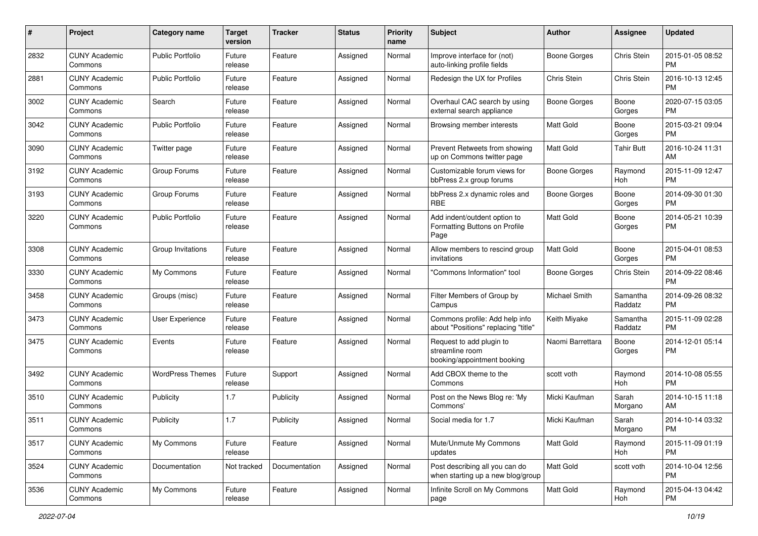| # | Project | Category name | Target version | Tracker | Status | Priority name | Subject | Author | Assignee | Updated |
| --- | --- | --- | --- | --- | --- | --- | --- | --- | --- | --- |
| 2832 | CUNY Academic Commons | Public Portfolio | Future release | Feature | Assigned | Normal | Improve interface for (not) auto-linking profile fields | Boone Gorges | Chris Stein | 2015-01-05 08:52 PM |
| 2881 | CUNY Academic Commons | Public Portfolio | Future release | Feature | Assigned | Normal | Redesign the UX for Profiles | Chris Stein | Chris Stein | 2016-10-13 12:45 PM |
| 3002 | CUNY Academic Commons | Search | Future release | Feature | Assigned | Normal | Overhaul CAC search by using external search appliance | Boone Gorges | Boone Gorges | 2020-07-15 03:05 PM |
| 3042 | CUNY Academic Commons | Public Portfolio | Future release | Feature | Assigned | Normal | Browsing member interests | Matt Gold | Boone Gorges | 2015-03-21 09:04 PM |
| 3090 | CUNY Academic Commons | Twitter page | Future release | Feature | Assigned | Normal | Prevent Retweets from showing up on Commons twitter page | Matt Gold | Tahir Butt | 2016-10-24 11:31 AM |
| 3192 | CUNY Academic Commons | Group Forums | Future release | Feature | Assigned | Normal | Customizable forum views for bbPress 2.x group forums | Boone Gorges | Raymond Hoh | 2015-11-09 12:47 PM |
| 3193 | CUNY Academic Commons | Group Forums | Future release | Feature | Assigned | Normal | bbPress 2.x dynamic roles and RBE | Boone Gorges | Boone Gorges | 2014-09-30 01:30 PM |
| 3220 | CUNY Academic Commons | Public Portfolio | Future release | Feature | Assigned | Normal | Add indent/outdent option to Formatting Buttons on Profile Page | Matt Gold | Boone Gorges | 2014-05-21 10:39 PM |
| 3308 | CUNY Academic Commons | Group Invitations | Future release | Feature | Assigned | Normal | Allow members to rescind group invitations | Matt Gold | Boone Gorges | 2015-04-01 08:53 PM |
| 3330 | CUNY Academic Commons | My Commons | Future release | Feature | Assigned | Normal | "Commons Information" tool | Boone Gorges | Chris Stein | 2014-09-22 08:46 PM |
| 3458 | CUNY Academic Commons | Groups (misc) | Future release | Feature | Assigned | Normal | Filter Members of Group by Campus | Michael Smith | Samantha Raddatz | 2014-09-26 08:32 PM |
| 3473 | CUNY Academic Commons | User Experience | Future release | Feature | Assigned | Normal | Commons profile: Add help info about "Positions" replacing "title" | Keith Miyake | Samantha Raddatz | 2015-11-09 02:28 PM |
| 3475 | CUNY Academic Commons | Events | Future release | Feature | Assigned | Normal | Request to add plugin to streamline room booking/appointment booking | Naomi Barrettara | Boone Gorges | 2014-12-01 05:14 PM |
| 3492 | CUNY Academic Commons | WordPress Themes | Future release | Support | Assigned | Normal | Add CBOX theme to the Commons | scott voth | Raymond Hoh | 2014-10-08 05:55 PM |
| 3510 | CUNY Academic Commons | Publicity | 1.7 | Publicity | Assigned | Normal | Post on the News Blog re: 'My Commons' | Micki Kaufman | Sarah Morgano | 2014-10-15 11:18 AM |
| 3511 | CUNY Academic Commons | Publicity | 1.7 | Publicity | Assigned | Normal | Social media for 1.7 | Micki Kaufman | Sarah Morgano | 2014-10-14 03:32 PM |
| 3517 | CUNY Academic Commons | My Commons | Future release | Feature | Assigned | Normal | Mute/Unmute My Commons updates | Matt Gold | Raymond Hoh | 2015-11-09 01:19 PM |
| 3524 | CUNY Academic Commons | Documentation | Not tracked | Documentation | Assigned | Normal | Post describing all you can do when starting up a new blog/group | Matt Gold | scott voth | 2014-10-04 12:56 PM |
| 3536 | CUNY Academic Commons | My Commons | Future release | Feature | Assigned | Normal | Infinite Scroll on My Commons page | Matt Gold | Raymond Hoh | 2015-04-13 04:42 PM |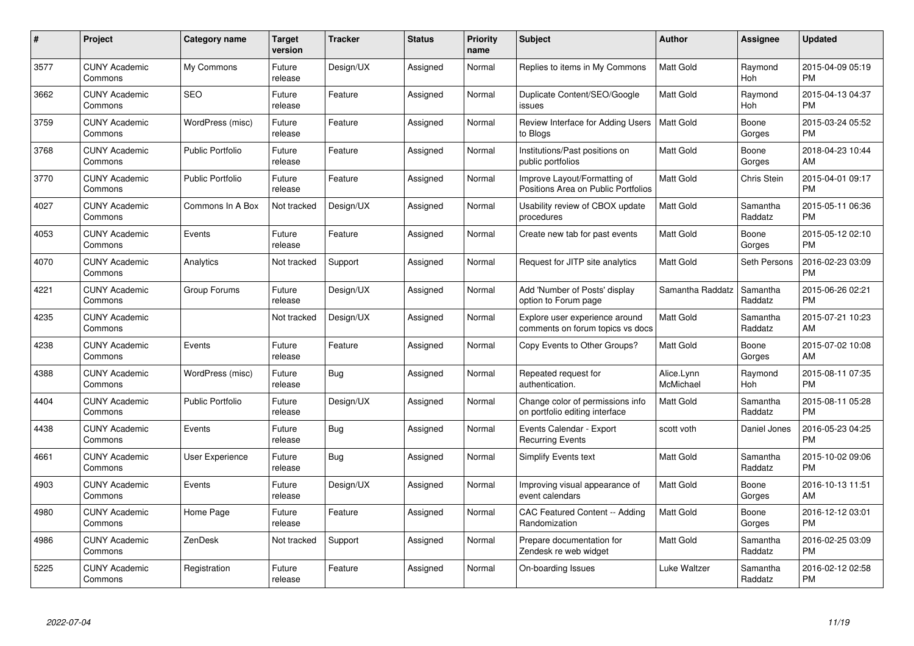| # | Project | Category name | Target version | Tracker | Status | Priority name | Subject | Author | Assignee | Updated |
|---|---|---|---|---|---|---|---|---|---|---|
| 3577 | CUNY Academic Commons | My Commons | Future release | Design/UX | Assigned | Normal | Replies to items in My Commons | Matt Gold | Raymond Hoh | 2015-04-09 05:19 PM |
| 3662 | CUNY Academic Commons | SEO | Future release | Feature | Assigned | Normal | Duplicate Content/SEO/Google issues | Matt Gold | Raymond Hoh | 2015-04-13 04:37 PM |
| 3759 | CUNY Academic Commons | WordPress (misc) | Future release | Feature | Assigned | Normal | Review Interface for Adding Users to Blogs | Matt Gold | Boone Gorges | 2015-03-24 05:52 PM |
| 3768 | CUNY Academic Commons | Public Portfolio | Future release | Feature | Assigned | Normal | Institutions/Past positions on public portfolios | Matt Gold | Boone Gorges | 2018-04-23 10:44 AM |
| 3770 | CUNY Academic Commons | Public Portfolio | Future release | Feature | Assigned | Normal | Improve Layout/Formatting of Positions Area on Public Portfolios | Matt Gold | Chris Stein | 2015-04-01 09:17 PM |
| 4027 | CUNY Academic Commons | Commons In A Box | Not tracked | Design/UX | Assigned | Normal | Usability review of CBOX update procedures | Matt Gold | Samantha Raddatz | 2015-05-11 06:36 PM |
| 4053 | CUNY Academic Commons | Events | Future release | Feature | Assigned | Normal | Create new tab for past events | Matt Gold | Boone Gorges | 2015-05-12 02:10 PM |
| 4070 | CUNY Academic Commons | Analytics | Not tracked | Support | Assigned | Normal | Request for JITP site analytics | Matt Gold | Seth Persons | 2016-02-23 03:09 PM |
| 4221 | CUNY Academic Commons | Group Forums | Future release | Design/UX | Assigned | Normal | Add 'Number of Posts' display option to Forum page | Samantha Raddatz | Samantha Raddatz | 2015-06-26 02:21 PM |
| 4235 | CUNY Academic Commons | | Not tracked | Design/UX | Assigned | Normal | Explore user experience around comments on forum topics vs docs | Matt Gold | Samantha Raddatz | 2015-07-21 10:23 AM |
| 4238 | CUNY Academic Commons | Events | Future release | Feature | Assigned | Normal | Copy Events to Other Groups? | Matt Gold | Boone Gorges | 2015-07-02 10:08 AM |
| 4388 | CUNY Academic Commons | WordPress (misc) | Future release | Bug | Assigned | Normal | Repeated request for authentication. | Alice.Lynn McMichael | Raymond Hoh | 2015-08-11 07:35 PM |
| 4404 | CUNY Academic Commons | Public Portfolio | Future release | Design/UX | Assigned | Normal | Change color of permissions info on portfolio editing interface | Matt Gold | Samantha Raddatz | 2015-08-11 05:28 PM |
| 4438 | CUNY Academic Commons | Events | Future release | Bug | Assigned | Normal | Events Calendar - Export Recurring Events | scott voth | Daniel Jones | 2016-05-23 04:25 PM |
| 4661 | CUNY Academic Commons | User Experience | Future release | Bug | Assigned | Normal | Simplify Events text | Matt Gold | Samantha Raddatz | 2015-10-02 09:06 PM |
| 4903 | CUNY Academic Commons | Events | Future release | Design/UX | Assigned | Normal | Improving visual appearance of event calendars | Matt Gold | Boone Gorges | 2016-10-13 11:51 AM |
| 4980 | CUNY Academic Commons | Home Page | Future release | Feature | Assigned | Normal | CAC Featured Content -- Adding Randomization | Matt Gold | Boone Gorges | 2016-12-12 03:01 PM |
| 4986 | CUNY Academic Commons | ZenDesk | Not tracked | Support | Assigned | Normal | Prepare documentation for Zendesk re web widget | Matt Gold | Samantha Raddatz | 2016-02-25 03:09 PM |
| 5225 | CUNY Academic Commons | Registration | Future release | Feature | Assigned | Normal | On-boarding Issues | Luke Waltzer | Samantha Raddatz | 2016-02-12 02:58 PM |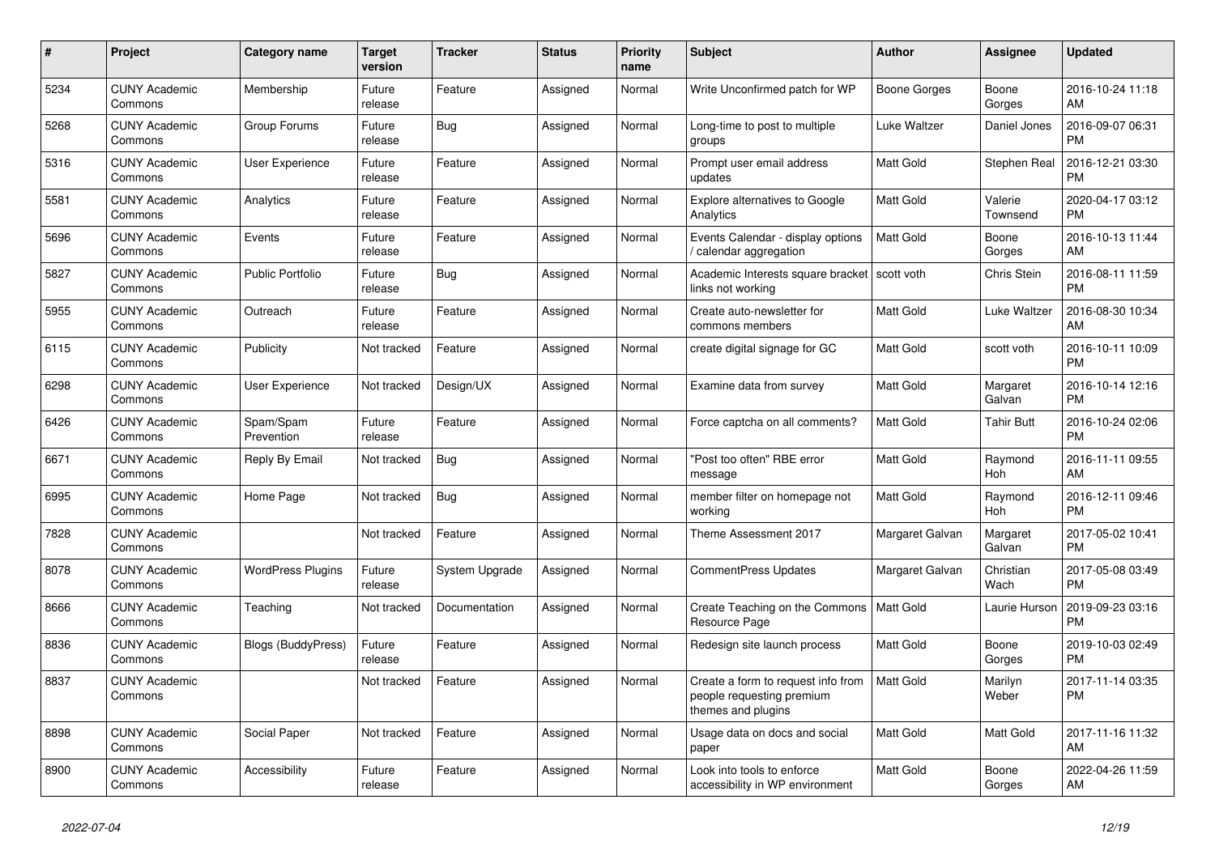| # | Project | Category name | Target version | Tracker | Status | Priority name | Subject | Author | Assignee | Updated |
|---|---|---|---|---|---|---|---|---|---|---|
| 5234 | CUNY Academic Commons | Membership | Future release | Feature | Assigned | Normal | Write Unconfirmed patch for WP | Boone Gorges | Boone Gorges | 2016-10-24 11:18 AM |
| 5268 | CUNY Academic Commons | Group Forums | Future release | Bug | Assigned | Normal | Long-time to post to multiple groups | Luke Waltzer | Daniel Jones | 2016-09-07 06:31 PM |
| 5316 | CUNY Academic Commons | User Experience | Future release | Feature | Assigned | Normal | Prompt user email address updates | Matt Gold | Stephen Real | 2016-12-21 03:30 PM |
| 5581 | CUNY Academic Commons | Analytics | Future release | Feature | Assigned | Normal | Explore alternatives to Google Analytics | Matt Gold | Valerie Townsend | 2020-04-17 03:12 PM |
| 5696 | CUNY Academic Commons | Events | Future release | Feature | Assigned | Normal | Events Calendar - display options / calendar aggregation | Matt Gold | Boone Gorges | 2016-10-13 11:44 AM |
| 5827 | CUNY Academic Commons | Public Portfolio | Future release | Bug | Assigned | Normal | Academic Interests square bracket links not working | scott voth | Chris Stein | 2016-08-11 11:59 PM |
| 5955 | CUNY Academic Commons | Outreach | Future release | Feature | Assigned | Normal | Create auto-newsletter for commons members | Matt Gold | Luke Waltzer | 2016-08-30 10:34 AM |
| 6115 | CUNY Academic Commons | Publicity | Not tracked | Feature | Assigned | Normal | create digital signage for GC | Matt Gold | scott voth | 2016-10-11 10:09 PM |
| 6298 | CUNY Academic Commons | User Experience | Not tracked | Design/UX | Assigned | Normal | Examine data from survey | Matt Gold | Margaret Galvan | 2016-10-14 12:16 PM |
| 6426 | CUNY Academic Commons | Spam/Spam Prevention | Future release | Feature | Assigned | Normal | Force captcha on all comments? | Matt Gold | Tahir Butt | 2016-10-24 02:06 PM |
| 6671 | CUNY Academic Commons | Reply By Email | Not tracked | Bug | Assigned | Normal | "Post too often" RBE error message | Matt Gold | Raymond Hoh | 2016-11-11 09:55 AM |
| 6995 | CUNY Academic Commons | Home Page | Not tracked | Bug | Assigned | Normal | member filter on homepage not working | Matt Gold | Raymond Hoh | 2016-12-11 09:46 PM |
| 7828 | CUNY Academic Commons | | Not tracked | Feature | Assigned | Normal | Theme Assessment 2017 | Margaret Galvan | Margaret Galvan | 2017-05-02 10:41 PM |
| 8078 | CUNY Academic Commons | WordPress Plugins | Future release | System Upgrade | Assigned | Normal | CommentPress Updates | Margaret Galvan | Christian Wach | 2017-05-08 03:49 PM |
| 8666 | CUNY Academic Commons | Teaching | Not tracked | Documentation | Assigned | Normal | Create Teaching on the Commons Resource Page | Matt Gold | Laurie Hurson | 2019-09-23 03:16 PM |
| 8836 | CUNY Academic Commons | Blogs (BuddyPress) | Future release | Feature | Assigned | Normal | Redesign site launch process | Matt Gold | Boone Gorges | 2019-10-03 02:49 PM |
| 8837 | CUNY Academic Commons | | Not tracked | Feature | Assigned | Normal | Create a form to request info from people requesting premium themes and plugins | Matt Gold | Marilyn Weber | 2017-11-14 03:35 PM |
| 8898 | CUNY Academic Commons | Social Paper | Not tracked | Feature | Assigned | Normal | Usage data on docs and social paper | Matt Gold | Matt Gold | 2017-11-16 11:32 AM |
| 8900 | CUNY Academic Commons | Accessibility | Future release | Feature | Assigned | Normal | Look into tools to enforce accessibility in WP environment | Matt Gold | Boone Gorges | 2022-04-26 11:59 AM |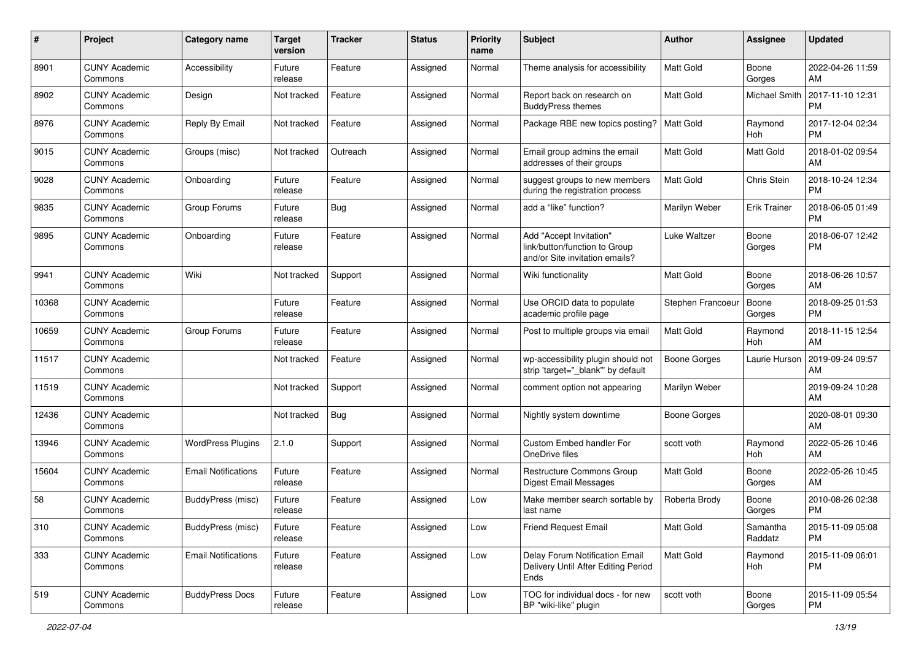| # | Project | Category name | Target version | Tracker | Status | Priority name | Subject | Author | Assignee | Updated |
|---|---|---|---|---|---|---|---|---|---|---|
| 8901 | CUNY Academic Commons | Accessibility | Future release | Feature | Assigned | Normal | Theme analysis for accessibility | Matt Gold | Boone Gorges | 2022-04-26 11:59 AM |
| 8902 | CUNY Academic Commons | Design | Not tracked | Feature | Assigned | Normal | Report back on research on BuddyPress themes | Matt Gold | Michael Smith | 2017-11-10 12:31 PM |
| 8976 | CUNY Academic Commons | Reply By Email | Not tracked | Feature | Assigned | Normal | Package RBE new topics posting? | Matt Gold | Raymond Hoh | 2017-12-04 02:34 PM |
| 9015 | CUNY Academic Commons | Groups (misc) | Not tracked | Outreach | Assigned | Normal | Email group admins the email addresses of their groups | Matt Gold | Matt Gold | 2018-01-02 09:54 AM |
| 9028 | CUNY Academic Commons | Onboarding | Future release | Feature | Assigned | Normal | suggest groups to new members during the registration process | Matt Gold | Chris Stein | 2018-10-24 12:34 PM |
| 9835 | CUNY Academic Commons | Group Forums | Future release | Bug | Assigned | Normal | add a “like” function? | Marilyn Weber | Erik Trainer | 2018-06-05 01:49 PM |
| 9895 | CUNY Academic Commons | Onboarding | Future release | Feature | Assigned | Normal | Add "Accept Invitation" link/button/function to Group and/or Site invitation emails? | Luke Waltzer | Boone Gorges | 2018-06-07 12:42 PM |
| 9941 | CUNY Academic Commons | Wiki | Not tracked | Support | Assigned | Normal | Wiki functionality | Matt Gold | Boone Gorges | 2018-06-26 10:57 AM |
| 10368 | CUNY Academic Commons | | Future release | Feature | Assigned | Normal | Use ORCID data to populate academic profile page | Stephen Francoeur | Boone Gorges | 2018-09-25 01:53 PM |
| 10659 | CUNY Academic Commons | Group Forums | Future release | Feature | Assigned | Normal | Post to multiple groups via email | Matt Gold | Raymond Hoh | 2018-11-15 12:54 AM |
| 11517 | CUNY Academic Commons | | Not tracked | Feature | Assigned | Normal | wp-accessibility plugin should not strip 'target="_blank"' by default | Boone Gorges | Laurie Hurson | 2019-09-24 09:57 AM |
| 11519 | CUNY Academic Commons | | Not tracked | Support | Assigned | Normal | comment option not appearing | Marilyn Weber | | 2019-09-24 10:28 AM |
| 12436 | CUNY Academic Commons | | Not tracked | Bug | Assigned | Normal | Nightly system downtime | Boone Gorges | | 2020-08-01 09:30 AM |
| 13946 | CUNY Academic Commons | WordPress Plugins | 2.1.0 | Support | Assigned | Normal | Custom Embed handler For OneDrive files | scott voth | Raymond Hoh | 2022-05-26 10:46 AM |
| 15604 | CUNY Academic Commons | Email Notifications | Future release | Feature | Assigned | Normal | Restructure Commons Group Digest Email Messages | Matt Gold | Boone Gorges | 2022-05-26 10:45 AM |
| 58 | CUNY Academic Commons | BuddyPress (misc) | Future release | Feature | Assigned | Low | Make member search sortable by last name | Roberta Brody | Boone Gorges | 2010-08-26 02:38 PM |
| 310 | CUNY Academic Commons | BuddyPress (misc) | Future release | Feature | Assigned | Low | Friend Request Email | Matt Gold | Samantha Raddatz | 2015-11-09 05:08 PM |
| 333 | CUNY Academic Commons | Email Notifications | Future release | Feature | Assigned | Low | Delay Forum Notification Email Delivery Until After Editing Period Ends | Matt Gold | Raymond Hoh | 2015-11-09 06:01 PM |
| 519 | CUNY Academic Commons | BuddyPress Docs | Future release | Feature | Assigned | Low | TOC for individual docs - for new BP "wiki-like" plugin | scott voth | Boone Gorges | 2015-11-09 05:54 PM |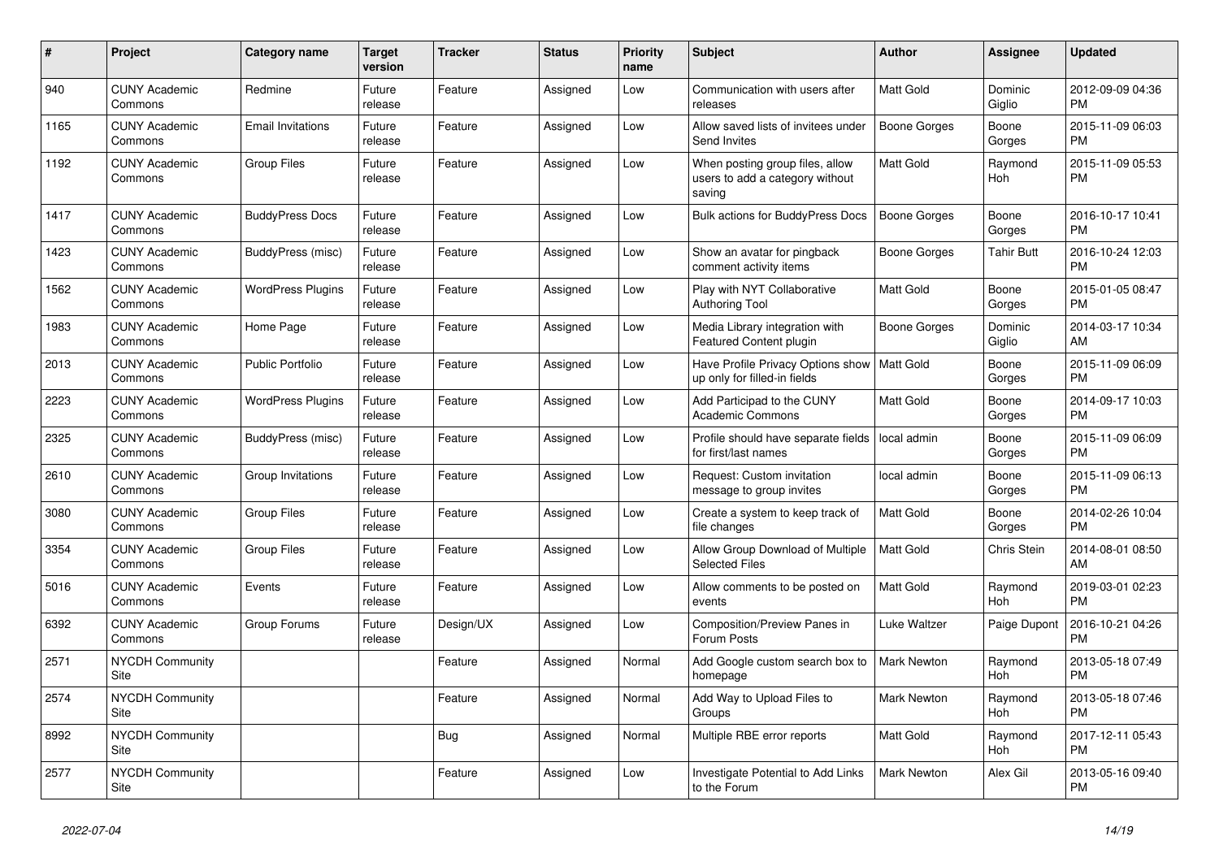| # | Project | Category name | Target version | Tracker | Status | Priority name | Subject | Author | Assignee | Updated |
|---|---|---|---|---|---|---|---|---|---|---|
| 940 | CUNY Academic Commons | Redmine | Future release | Feature | Assigned | Low | Communication with users after releases | Matt Gold | Dominic Giglio | 2012-09-09 04:36 PM |
| 1165 | CUNY Academic Commons | Email Invitations | Future release | Feature | Assigned | Low | Allow saved lists of invitees under Send Invites | Boone Gorges | Boone Gorges | 2015-11-09 06:03 PM |
| 1192 | CUNY Academic Commons | Group Files | Future release | Feature | Assigned | Low | When posting group files, allow users to add a category without saving | Matt Gold | Raymond Hoh | 2015-11-09 05:53 PM |
| 1417 | CUNY Academic Commons | BuddyPress Docs | Future release | Feature | Assigned | Low | Bulk actions for BuddyPress Docs | Boone Gorges | Boone Gorges | 2016-10-17 10:41 PM |
| 1423 | CUNY Academic Commons | BuddyPress (misc) | Future release | Feature | Assigned | Low | Show an avatar for pingback comment activity items | Boone Gorges | Tahir Butt | 2016-10-24 12:03 PM |
| 1562 | CUNY Academic Commons | WordPress Plugins | Future release | Feature | Assigned | Low | Play with NYT Collaborative Authoring Tool | Matt Gold | Boone Gorges | 2015-01-05 08:47 PM |
| 1983 | CUNY Academic Commons | Home Page | Future release | Feature | Assigned | Low | Media Library integration with Featured Content plugin | Boone Gorges | Dominic Giglio | 2014-03-17 10:34 AM |
| 2013 | CUNY Academic Commons | Public Portfolio | Future release | Feature | Assigned | Low | Have Profile Privacy Options show up only for filled-in fields | Matt Gold | Boone Gorges | 2015-11-09 06:09 PM |
| 2223 | CUNY Academic Commons | WordPress Plugins | Future release | Feature | Assigned | Low | Add Participad to the CUNY Academic Commons | Matt Gold | Boone Gorges | 2014-09-17 10:03 PM |
| 2325 | CUNY Academic Commons | BuddyPress (misc) | Future release | Feature | Assigned | Low | Profile should have separate fields for first/last names | local admin | Boone Gorges | 2015-11-09 06:09 PM |
| 2610 | CUNY Academic Commons | Group Invitations | Future release | Feature | Assigned | Low | Request: Custom invitation message to group invites | local admin | Boone Gorges | 2015-11-09 06:13 PM |
| 3080 | CUNY Academic Commons | Group Files | Future release | Feature | Assigned | Low | Create a system to keep track of file changes | Matt Gold | Boone Gorges | 2014-02-26 10:04 PM |
| 3354 | CUNY Academic Commons | Group Files | Future release | Feature | Assigned | Low | Allow Group Download of Multiple Selected Files | Matt Gold | Chris Stein | 2014-08-01 08:50 AM |
| 5016 | CUNY Academic Commons | Events | Future release | Feature | Assigned | Low | Allow comments to be posted on events | Matt Gold | Raymond Hoh | 2019-03-01 02:23 PM |
| 6392 | CUNY Academic Commons | Group Forums | Future release | Design/UX | Assigned | Low | Composition/Preview Panes in Forum Posts | Luke Waltzer | Paige Dupont | 2016-10-21 04:26 PM |
| 2571 | NYCDH Community Site | | | Feature | Assigned | Normal | Add Google custom search box to homepage | Mark Newton | Raymond Hoh | 2013-05-18 07:49 PM |
| 2574 | NYCDH Community Site | | | Feature | Assigned | Normal | Add Way to Upload Files to Groups | Mark Newton | Raymond Hoh | 2013-05-18 07:46 PM |
| 8992 | NYCDH Community Site | | | Bug | Assigned | Normal | Multiple RBE error reports | Matt Gold | Raymond Hoh | 2017-12-11 05:43 PM |
| 2577 | NYCDH Community Site | | | Feature | Assigned | Low | Investigate Potential to Add Links to the Forum | Mark Newton | Alex Gil | 2013-05-16 09:40 PM |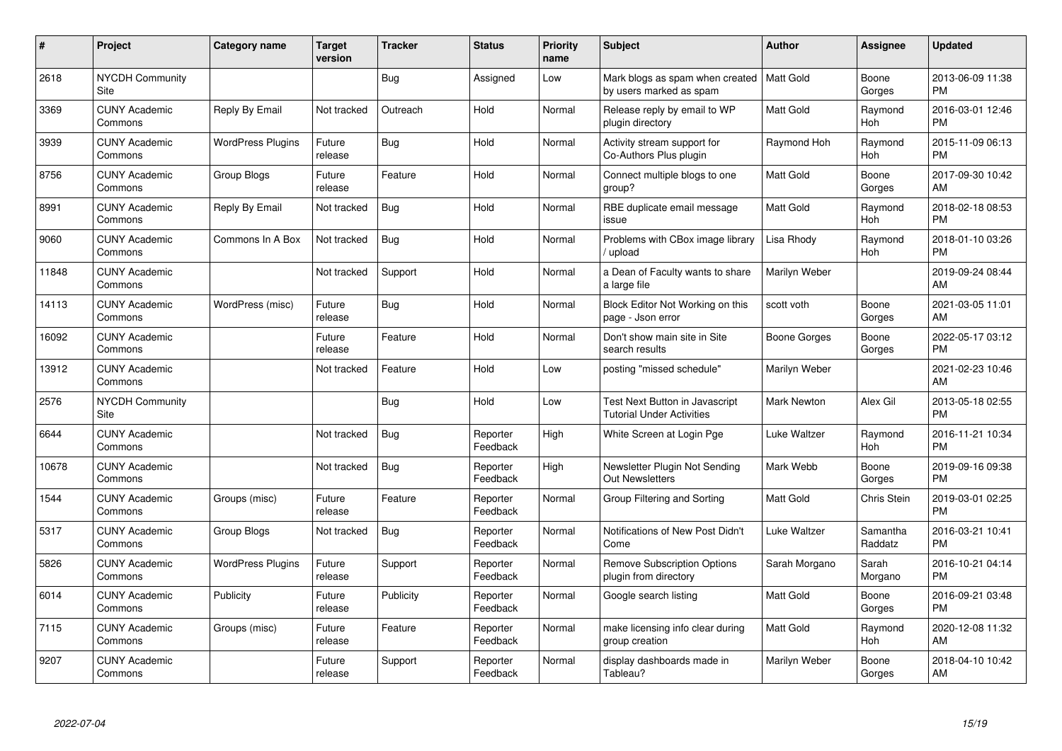| # | Project | Category name | Target version | Tracker | Status | Priority name | Subject | Author | Assignee | Updated |
|---|---|---|---|---|---|---|---|---|---|---|
| 2618 | NYCDH Community Site | | | Bug | Assigned | Low | Mark blogs as spam when created by users marked as spam | Matt Gold | Boone Gorges | 2013-06-09 11:38 PM |
| 3369 | CUNY Academic Commons | Reply By Email | Not tracked | Outreach | Hold | Normal | Release reply by email to WP plugin directory | Matt Gold | Raymond Hoh | 2016-03-01 12:46 PM |
| 3939 | CUNY Academic Commons | WordPress Plugins | Future release | Bug | Hold | Normal | Activity stream support for Co-Authors Plus plugin | Raymond Hoh | Raymond Hoh | 2015-11-09 06:13 PM |
| 8756 | CUNY Academic Commons | Group Blogs | Future release | Feature | Hold | Normal | Connect multiple blogs to one group? | Matt Gold | Boone Gorges | 2017-09-30 10:42 AM |
| 8991 | CUNY Academic Commons | Reply By Email | Not tracked | Bug | Hold | Normal | RBE duplicate email message issue | Matt Gold | Raymond Hoh | 2018-02-18 08:53 PM |
| 9060 | CUNY Academic Commons | Commons In A Box | Not tracked | Bug | Hold | Normal | Problems with CBox image library / upload | Lisa Rhody | Raymond Hoh | 2018-01-10 03:26 PM |
| 11848 | CUNY Academic Commons | | Not tracked | Support | Hold | Normal | a Dean of Faculty wants to share a large file | Marilyn Weber | | 2019-09-24 08:44 AM |
| 14113 | CUNY Academic Commons | WordPress (misc) | Future release | Bug | Hold | Normal | Block Editor Not Working on this page - Json error | scott voth | Boone Gorges | 2021-03-05 11:01 AM |
| 16092 | CUNY Academic Commons | | Future release | Feature | Hold | Normal | Don't show main site in Site search results | Boone Gorges | Boone Gorges | 2022-05-17 03:12 PM |
| 13912 | CUNY Academic Commons | | Not tracked | Feature | Hold | Low | posting "missed schedule" | Marilyn Weber | | 2021-02-23 10:46 AM |
| 2576 | NYCDH Community Site | | | Bug | Hold | Low | Test Next Button in Javascript Tutorial Under Activities | Mark Newton | Alex Gil | 2013-05-18 02:55 PM |
| 6644 | CUNY Academic Commons | | Not tracked | Bug | Reporter Feedback | High | White Screen at Login Pge | Luke Waltzer | Raymond Hoh | 2016-11-21 10:34 PM |
| 10678 | CUNY Academic Commons | | Not tracked | Bug | Reporter Feedback | High | Newsletter Plugin Not Sending Out Newsletters | Mark Webb | Boone Gorges | 2019-09-16 09:38 PM |
| 1544 | CUNY Academic Commons | Groups (misc) | Future release | Feature | Reporter Feedback | Normal | Group Filtering and Sorting | Matt Gold | Chris Stein | 2019-03-01 02:25 PM |
| 5317 | CUNY Academic Commons | Group Blogs | Not tracked | Bug | Reporter Feedback | Normal | Notifications of New Post Didn't Come | Luke Waltzer | Samantha Raddatz | 2016-03-21 10:41 PM |
| 5826 | CUNY Academic Commons | WordPress Plugins | Future release | Support | Reporter Feedback | Normal | Remove Subscription Options plugin from directory | Sarah Morgano | Sarah Morgano | 2016-10-21 04:14 PM |
| 6014 | CUNY Academic Commons | Publicity | Future release | Publicity | Reporter Feedback | Normal | Google search listing | Matt Gold | Boone Gorges | 2016-09-21 03:48 PM |
| 7115 | CUNY Academic Commons | Groups (misc) | Future release | Feature | Reporter Feedback | Normal | make licensing info clear during group creation | Matt Gold | Raymond Hoh | 2020-12-08 11:32 AM |
| 9207 | CUNY Academic Commons | | Future release | Support | Reporter Feedback | Normal | display dashboards made in Tableau? | Marilyn Weber | Boone Gorges | 2018-04-10 10:42 AM |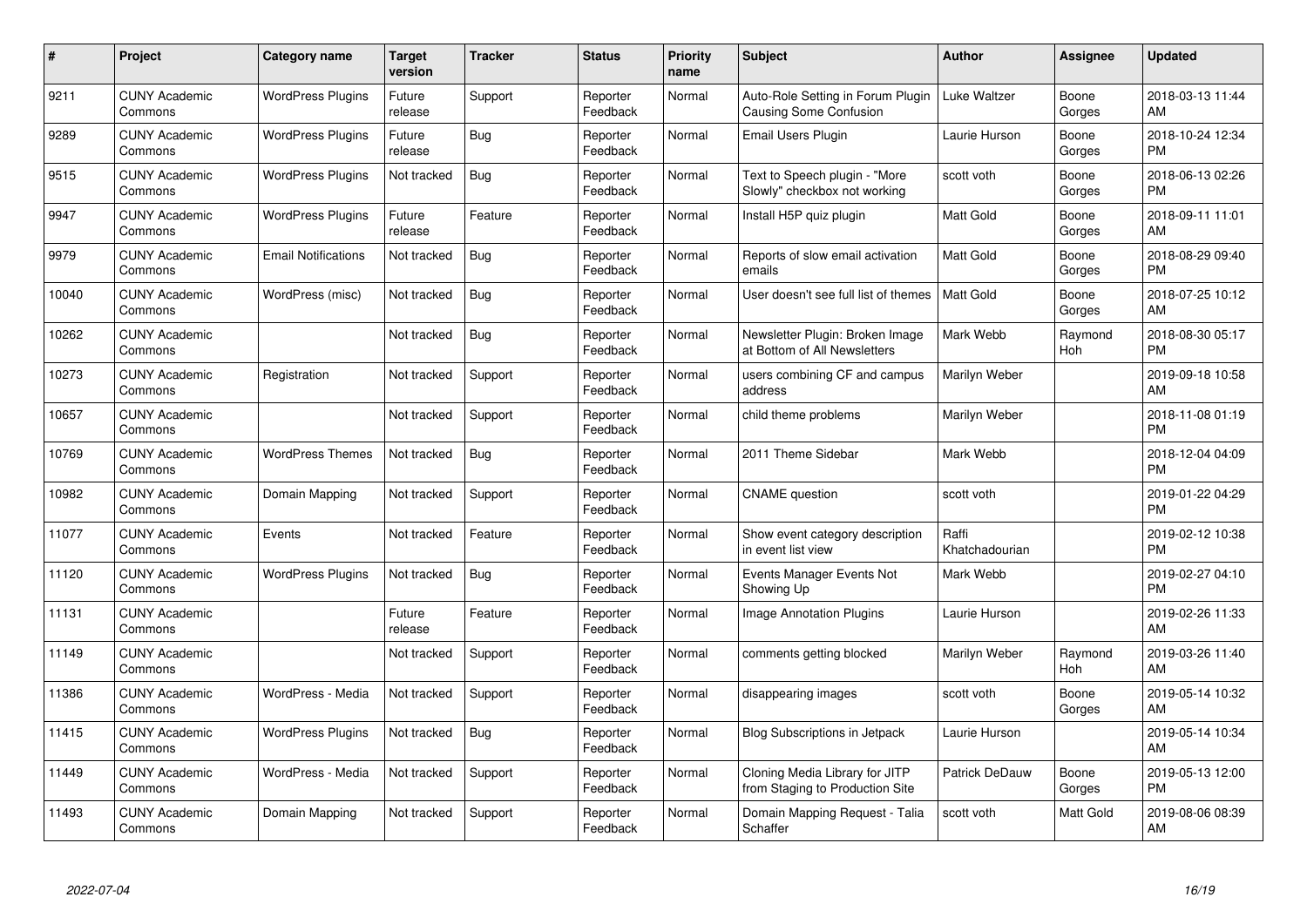| # | Project | Category name | Target version | Tracker | Status | Priority name | Subject | Author | Assignee | Updated |
|---|---|---|---|---|---|---|---|---|---|---|
| 9211 | CUNY Academic Commons | WordPress Plugins | Future release | Support | Reporter Feedback | Normal | Auto-Role Setting in Forum Plugin Causing Some Confusion | Luke Waltzer | Boone Gorges | 2018-03-13 11:44 AM |
| 9289 | CUNY Academic Commons | WordPress Plugins | Future release | Bug | Reporter Feedback | Normal | Email Users Plugin | Laurie Hurson | Boone Gorges | 2018-10-24 12:34 PM |
| 9515 | CUNY Academic Commons | WordPress Plugins | Not tracked | Bug | Reporter Feedback | Normal | Text to Speech plugin - "More Slowly" checkbox not working | scott voth | Boone Gorges | 2018-06-13 02:26 PM |
| 9947 | CUNY Academic Commons | WordPress Plugins | Future release | Feature | Reporter Feedback | Normal | Install H5P quiz plugin | Matt Gold | Boone Gorges | 2018-09-11 11:01 AM |
| 9979 | CUNY Academic Commons | Email Notifications | Not tracked | Bug | Reporter Feedback | Normal | Reports of slow email activation emails | Matt Gold | Boone Gorges | 2018-08-29 09:40 PM |
| 10040 | CUNY Academic Commons | WordPress (misc) | Not tracked | Bug | Reporter Feedback | Normal | User doesn't see full list of themes | Matt Gold | Boone Gorges | 2018-07-25 10:12 AM |
| 10262 | CUNY Academic Commons | | Not tracked | Bug | Reporter Feedback | Normal | Newsletter Plugin: Broken Image at Bottom of All Newsletters | Mark Webb | Raymond Hoh | 2018-08-30 05:17 PM |
| 10273 | CUNY Academic Commons | Registration | Not tracked | Support | Reporter Feedback | Normal | users combining CF and campus address | Marilyn Weber | | 2019-09-18 10:58 AM |
| 10657 | CUNY Academic Commons | | Not tracked | Support | Reporter Feedback | Normal | child theme problems | Marilyn Weber | | 2018-11-08 01:19 PM |
| 10769 | CUNY Academic Commons | WordPress Themes | Not tracked | Bug | Reporter Feedback | Normal | 2011 Theme Sidebar | Mark Webb | | 2018-12-04 04:09 PM |
| 10982 | CUNY Academic Commons | Domain Mapping | Not tracked | Support | Reporter Feedback | Normal | CNAME question | scott voth | | 2019-01-22 04:29 PM |
| 11077 | CUNY Academic Commons | Events | Not tracked | Feature | Reporter Feedback | Normal | Show event category description in event list view | Raffi Khatchadourian | | 2019-02-12 10:38 PM |
| 11120 | CUNY Academic Commons | WordPress Plugins | Not tracked | Bug | Reporter Feedback | Normal | Events Manager Events Not Showing Up | Mark Webb | | 2019-02-27 04:10 PM |
| 11131 | CUNY Academic Commons | | Future release | Feature | Reporter Feedback | Normal | Image Annotation Plugins | Laurie Hurson | | 2019-02-26 11:33 AM |
| 11149 | CUNY Academic Commons | | Not tracked | Support | Reporter Feedback | Normal | comments getting blocked | Marilyn Weber | Raymond Hoh | 2019-03-26 11:40 AM |
| 11386 | CUNY Academic Commons | WordPress - Media | Not tracked | Support | Reporter Feedback | Normal | disappearing images | scott voth | Boone Gorges | 2019-05-14 10:32 AM |
| 11415 | CUNY Academic Commons | WordPress Plugins | Not tracked | Bug | Reporter Feedback | Normal | Blog Subscriptions in Jetpack | Laurie Hurson | | 2019-05-14 10:34 AM |
| 11449 | CUNY Academic Commons | WordPress - Media | Not tracked | Support | Reporter Feedback | Normal | Cloning Media Library for JITP from Staging to Production Site | Patrick DeDauw | Boone Gorges | 2019-05-13 12:00 PM |
| 11493 | CUNY Academic Commons | Domain Mapping | Not tracked | Support | Reporter Feedback | Normal | Domain Mapping Request - Talia Schaffer | scott voth | Matt Gold | 2019-08-06 08:39 AM |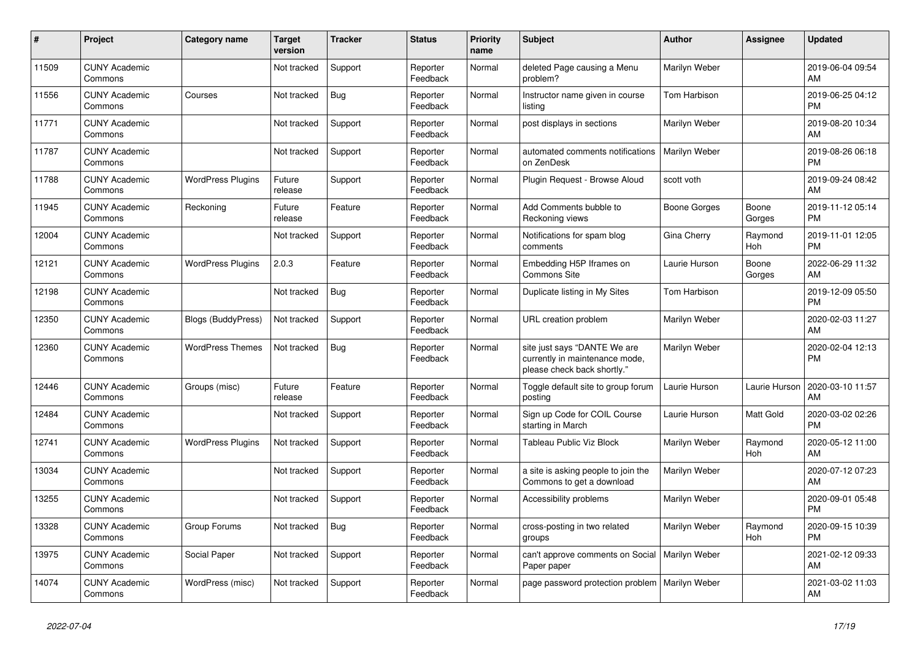| # | Project | Category name | Target version | Tracker | Status | Priority name | Subject | Author | Assignee | Updated |
|---|---|---|---|---|---|---|---|---|---|---|
| 11509 | CUNY Academic Commons | | Not tracked | Support | Reporter Feedback | Normal | deleted Page causing a Menu problem? | Marilyn Weber | | 2019-06-04 09:54 AM |
| 11556 | CUNY Academic Commons | Courses | Not tracked | Bug | Reporter Feedback | Normal | Instructor name given in course listing | Tom Harbison | | 2019-06-25 04:12 PM |
| 11771 | CUNY Academic Commons | | Not tracked | Support | Reporter Feedback | Normal | post displays in sections | Marilyn Weber | | 2019-08-20 10:34 AM |
| 11787 | CUNY Academic Commons | | Not tracked | Support | Reporter Feedback | Normal | automated comments notifications on ZenDesk | Marilyn Weber | | 2019-08-26 06:18 PM |
| 11788 | CUNY Academic Commons | WordPress Plugins | Future release | Support | Reporter Feedback | Normal | Plugin Request - Browse Aloud | scott voth | | 2019-09-24 08:42 AM |
| 11945 | CUNY Academic Commons | Reckoning | Future release | Feature | Reporter Feedback | Normal | Add Comments bubble to Reckoning views | Boone Gorges | Boone Gorges | 2019-11-12 05:14 PM |
| 12004 | CUNY Academic Commons | | Not tracked | Support | Reporter Feedback | Normal | Notifications for spam blog comments | Gina Cherry | Raymond Hoh | 2019-11-01 12:05 PM |
| 12121 | CUNY Academic Commons | WordPress Plugins | 2.0.3 | Feature | Reporter Feedback | Normal | Embedding H5P Iframes on Commons Site | Laurie Hurson | Boone Gorges | 2022-06-29 11:32 AM |
| 12198 | CUNY Academic Commons | | Not tracked | Bug | Reporter Feedback | Normal | Duplicate listing in My Sites | Tom Harbison | | 2019-12-09 05:50 PM |
| 12350 | CUNY Academic Commons | Blogs (BuddyPress) | Not tracked | Support | Reporter Feedback | Normal | URL creation problem | Marilyn Weber | | 2020-02-03 11:27 AM |
| 12360 | CUNY Academic Commons | WordPress Themes | Not tracked | Bug | Reporter Feedback | Normal | site just says "DANTE We are currently in maintenance mode, please check back shortly." | Marilyn Weber | | 2020-02-04 12:13 PM |
| 12446 | CUNY Academic Commons | Groups (misc) | Future release | Feature | Reporter Feedback | Normal | Toggle default site to group forum posting | Laurie Hurson | Laurie Hurson | 2020-03-10 11:57 AM |
| 12484 | CUNY Academic Commons | | Not tracked | Support | Reporter Feedback | Normal | Sign up Code for COIL Course starting in March | Laurie Hurson | Matt Gold | 2020-03-02 02:26 PM |
| 12741 | CUNY Academic Commons | WordPress Plugins | Not tracked | Support | Reporter Feedback | Normal | Tableau Public Viz Block | Marilyn Weber | Raymond Hoh | 2020-05-12 11:00 AM |
| 13034 | CUNY Academic Commons | | Not tracked | Support | Reporter Feedback | Normal | a site is asking people to join the Commons to get a download | Marilyn Weber | | 2020-07-12 07:23 AM |
| 13255 | CUNY Academic Commons | | Not tracked | Support | Reporter Feedback | Normal | Accessibility problems | Marilyn Weber | | 2020-09-01 05:48 PM |
| 13328 | CUNY Academic Commons | Group Forums | Not tracked | Bug | Reporter Feedback | Normal | cross-posting in two related groups | Marilyn Weber | Raymond Hoh | 2020-09-15 10:39 PM |
| 13975 | CUNY Academic Commons | Social Paper | Not tracked | Support | Reporter Feedback | Normal | can't approve comments on Social Paper paper | Marilyn Weber | | 2021-02-12 09:33 AM |
| 14074 | CUNY Academic Commons | WordPress (misc) | Not tracked | Support | Reporter Feedback | Normal | page password protection problem | Marilyn Weber | | 2021-03-02 11:03 AM |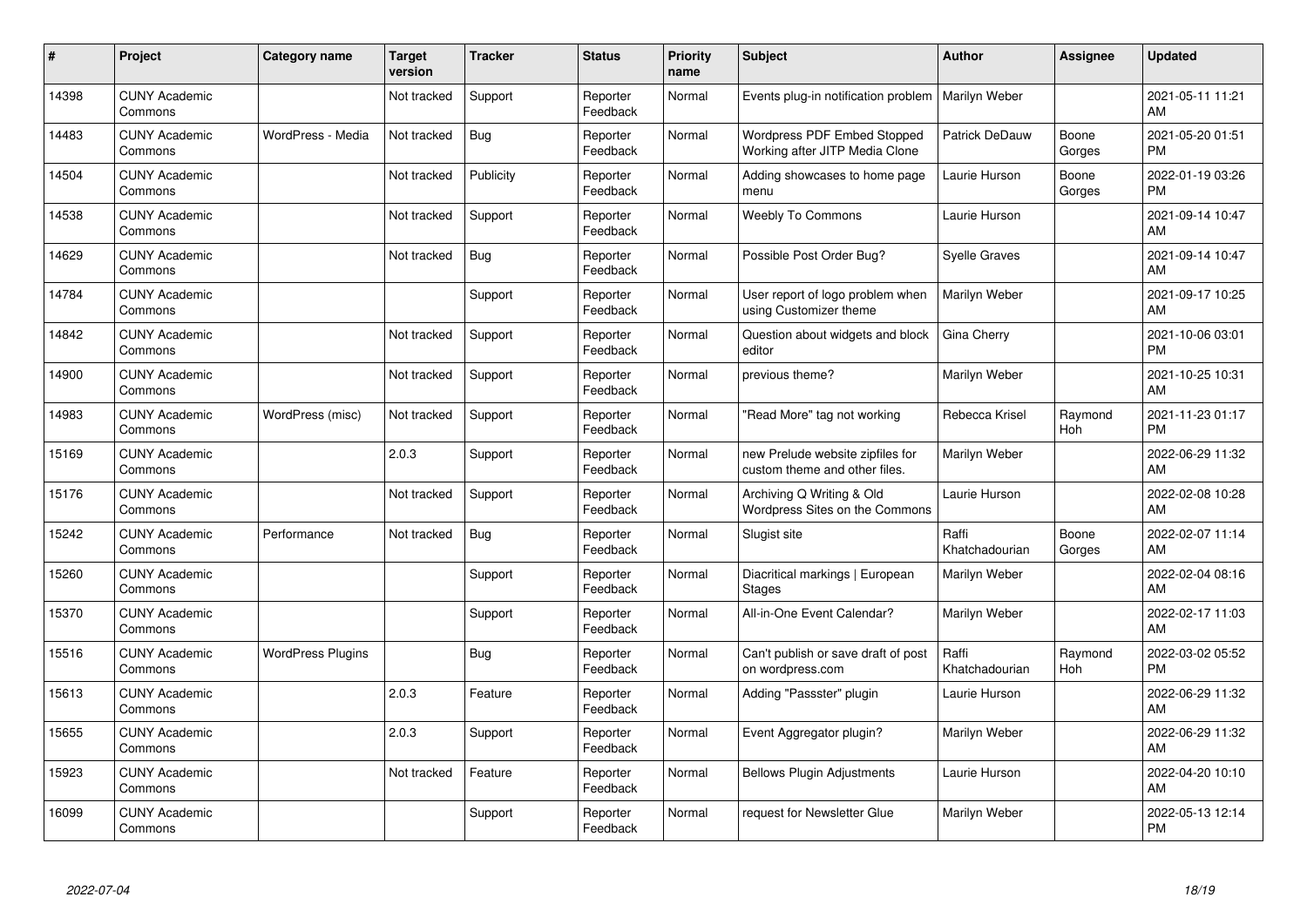| # | Project | Category name | Target version | Tracker | Status | Priority name | Subject | Author | Assignee | Updated |
|---|---|---|---|---|---|---|---|---|---|---|
| 14398 | CUNY Academic Commons | | Not tracked | Support | Reporter Feedback | Normal | Events plug-in notification problem | Marilyn Weber | | 2021-05-11 11:21 AM |
| 14483 | CUNY Academic Commons | WordPress - Media | Not tracked | Bug | Reporter Feedback | Normal | Wordpress PDF Embed Stopped Working after JITP Media Clone | Patrick DeDauw | Boone Gorges | 2021-05-20 01:51 PM |
| 14504 | CUNY Academic Commons | | Not tracked | Publicity | Reporter Feedback | Normal | Adding showcases to home page menu | Laurie Hurson | Boone Gorges | 2022-01-19 03:26 PM |
| 14538 | CUNY Academic Commons | | Not tracked | Support | Reporter Feedback | Normal | Weebly To Commons | Laurie Hurson | | 2021-09-14 10:47 AM |
| 14629 | CUNY Academic Commons | | Not tracked | Bug | Reporter Feedback | Normal | Possible Post Order Bug? | Syelle Graves | | 2021-09-14 10:47 AM |
| 14784 | CUNY Academic Commons | | | Support | Reporter Feedback | Normal | User report of logo problem when using Customizer theme | Marilyn Weber | | 2021-09-17 10:25 AM |
| 14842 | CUNY Academic Commons | | Not tracked | Support | Reporter Feedback | Normal | Question about widgets and block editor | Gina Cherry | | 2021-10-06 03:01 PM |
| 14900 | CUNY Academic Commons | | Not tracked | Support | Reporter Feedback | Normal | previous theme? | Marilyn Weber | | 2021-10-25 10:31 AM |
| 14983 | CUNY Academic Commons | WordPress (misc) | Not tracked | Support | Reporter Feedback | Normal | "Read More" tag not working | Rebecca Krisel | Raymond Hoh | 2021-11-23 01:17 PM |
| 15169 | CUNY Academic Commons | | 2.0.3 | Support | Reporter Feedback | Normal | new Prelude website zipfiles for custom theme and other files. | Marilyn Weber | | 2022-06-29 11:32 AM |
| 15176 | CUNY Academic Commons | | Not tracked | Support | Reporter Feedback | Normal | Archiving Q Writing & Old Wordpress Sites on the Commons | Laurie Hurson | | 2022-02-08 10:28 AM |
| 15242 | CUNY Academic Commons | Performance | Not tracked | Bug | Reporter Feedback | Normal | Slugist site | Raffi Khatchadourian | Boone Gorges | 2022-02-07 11:14 AM |
| 15260 | CUNY Academic Commons | | | Support | Reporter Feedback | Normal | Diacritical markings \| European Stages | Marilyn Weber | | 2022-02-04 08:16 AM |
| 15370 | CUNY Academic Commons | | | Support | Reporter Feedback | Normal | All-in-One Event Calendar? | Marilyn Weber | | 2022-02-17 11:03 AM |
| 15516 | CUNY Academic Commons | WordPress Plugins | | Bug | Reporter Feedback | Normal | Can't publish or save draft of post on wordpress.com | Raffi Khatchadourian | Raymond Hoh | 2022-03-02 05:52 PM |
| 15613 | CUNY Academic Commons | | 2.0.3 | Feature | Reporter Feedback | Normal | Adding "Passster" plugin | Laurie Hurson | | 2022-06-29 11:32 AM |
| 15655 | CUNY Academic Commons | | 2.0.3 | Support | Reporter Feedback | Normal | Event Aggregator plugin? | Marilyn Weber | | 2022-06-29 11:32 AM |
| 15923 | CUNY Academic Commons | | Not tracked | Feature | Reporter Feedback | Normal | Bellows Plugin Adjustments | Laurie Hurson | | 2022-04-20 10:10 AM |
| 16099 | CUNY Academic Commons | | | Support | Reporter Feedback | Normal | request for Newsletter Glue | Marilyn Weber | | 2022-05-13 12:14 PM |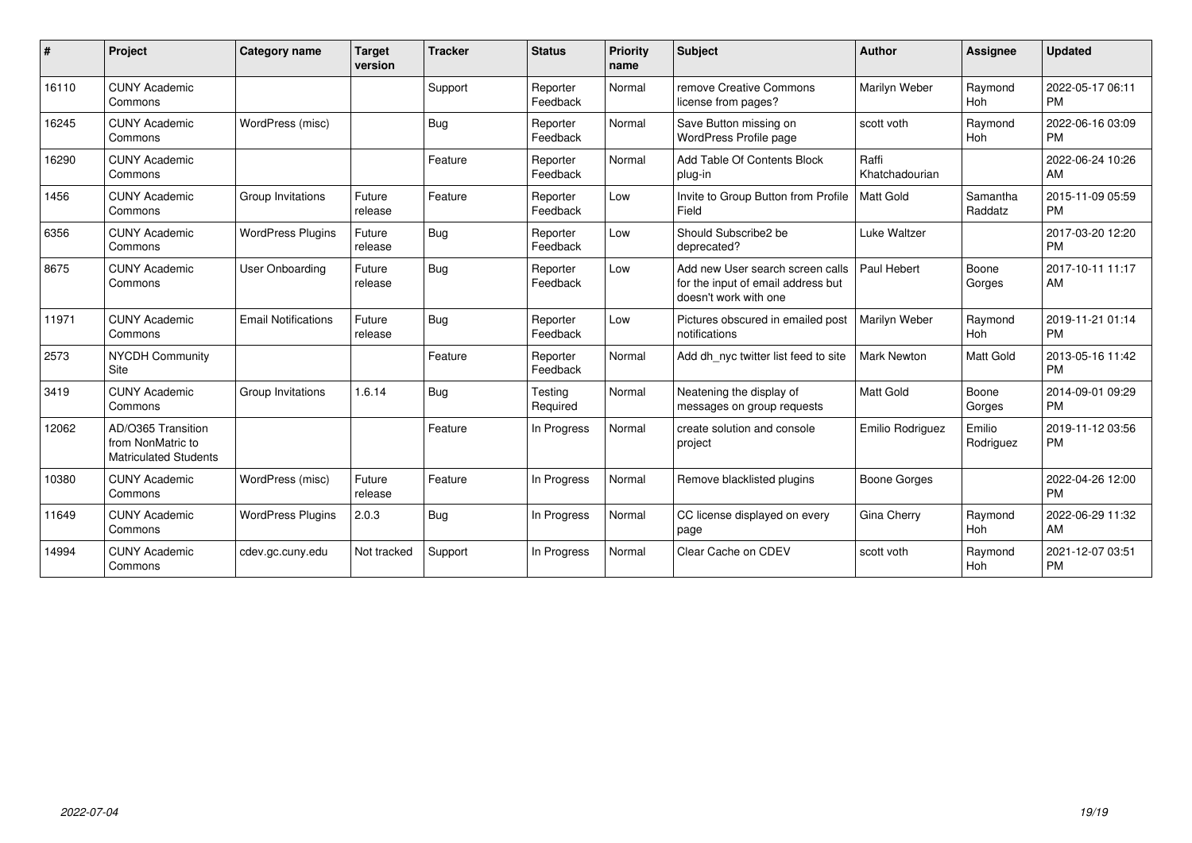| # | Project | Category name | Target version | Tracker | Status | Priority name | Subject | Author | Assignee | Updated |
|---|---|---|---|---|---|---|---|---|---|---|
| 16110 | CUNY Academic Commons | | | Support | Reporter Feedback | Normal | remove Creative Commons license from pages? | Marilyn Weber | Raymond Hoh | 2022-05-17 06:11 PM |
| 16245 | CUNY Academic Commons | WordPress (misc) | | Bug | Reporter Feedback | Normal | Save Button missing on WordPress Profile page | scott voth | Raymond Hoh | 2022-06-16 03:09 PM |
| 16290 | CUNY Academic Commons | | | Feature | Reporter Feedback | Normal | Add Table Of Contents Block plug-in | Raffi Khatchadourian | | 2022-06-24 10:26 AM |
| 1456 | CUNY Academic Commons | Group Invitations | Future release | Feature | Reporter Feedback | Low | Invite to Group Button from Profile Field | Matt Gold | Samantha Raddatz | 2015-11-09 05:59 PM |
| 6356 | CUNY Academic Commons | WordPress Plugins | Future release | Bug | Reporter Feedback | Low | Should Subscribe2 be deprecated? | Luke Waltzer | | 2017-03-20 12:20 PM |
| 8675 | CUNY Academic Commons | User Onboarding | Future release | Bug | Reporter Feedback | Low | Add new User search screen calls for the input of email address but doesn't work with one | Paul Hebert | Boone Gorges | 2017-10-11 11:17 AM |
| 11971 | CUNY Academic Commons | Email Notifications | Future release | Bug | Reporter Feedback | Low | Pictures obscured in emailed post notifications | Marilyn Weber | Raymond Hoh | 2019-11-21 01:14 PM |
| 2573 | NYCDH Community Site | | | Feature | Reporter Feedback | Normal | Add dh_nyc twitter list feed to site | Mark Newton | Matt Gold | 2013-05-16 11:42 PM |
| 3419 | CUNY Academic Commons | Group Invitations | 1.6.14 | Bug | Testing Required | Normal | Neatening the display of messages on group requests | Matt Gold | Boone Gorges | 2014-09-01 09:29 PM |
| 12062 | AD/O365 Transition from NonMatric to Matriculated Students | | | Feature | In Progress | Normal | create solution and console project | Emilio Rodriguez | Emilio Rodriguez | 2019-11-12 03:56 PM |
| 10380 | CUNY Academic Commons | WordPress (misc) | Future release | Feature | In Progress | Normal | Remove blacklisted plugins | Boone Gorges | | 2022-04-26 12:00 PM |
| 11649 | CUNY Academic Commons | WordPress Plugins | 2.0.3 | Bug | In Progress | Normal | CC license displayed on every page | Gina Cherry | Raymond Hoh | 2022-06-29 11:32 AM |
| 14994 | CUNY Academic Commons | cdev.gc.cuny.edu | Not tracked | Support | In Progress | Normal | Clear Cache on CDEV | scott voth | Raymond Hoh | 2021-12-07 03:51 PM |